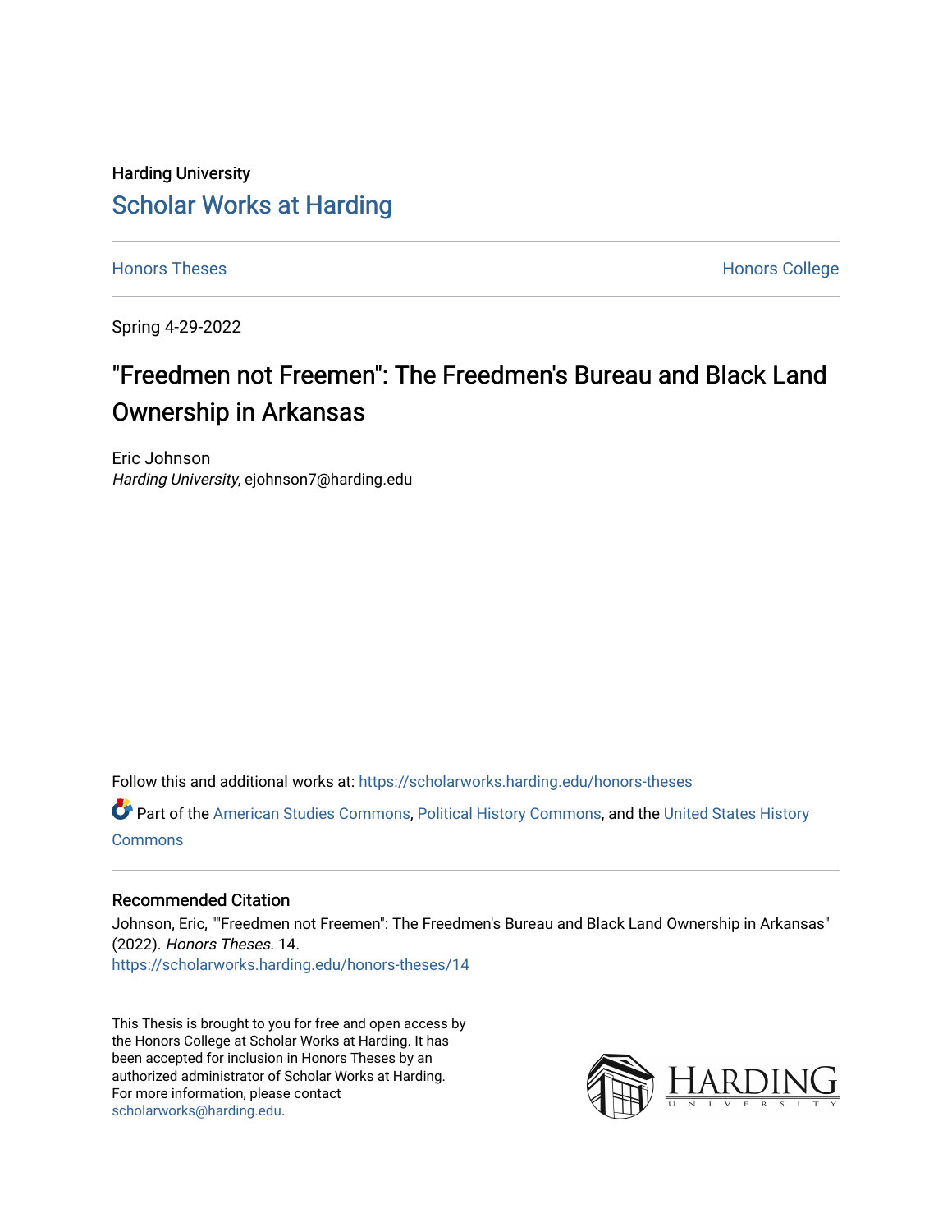Harding University

# Scholar Works at Harding

Honors Theses | Honors College

Spring 4-29-2022

## "Freedmen not Freemen": The Freedmen's Bureau and Black Land Ownership in Arkansas

Eric Johnson
*Harding University*, ejohnson7@harding.edu

Follow this and additional works at: https://scholarworks.harding.edu/honors-theses

Part of the American Studies Commons, Political History Commons, and the United States History Commons

### Recommended Citation

Johnson, Eric, ""Freedmen not Freemen": The Freedmen's Bureau and Black Land Ownership in Arkansas" (2022). *Honors Theses*. 14.
https://scholarworks.harding.edu/honors-theses/14

This Thesis is brought to you for free and open access by the Honors College at Scholar Works at Harding. It has been accepted for inclusion in Honors Theses by an authorized administrator of Scholar Works at Harding. For more information, please contact scholarworks@harding.edu.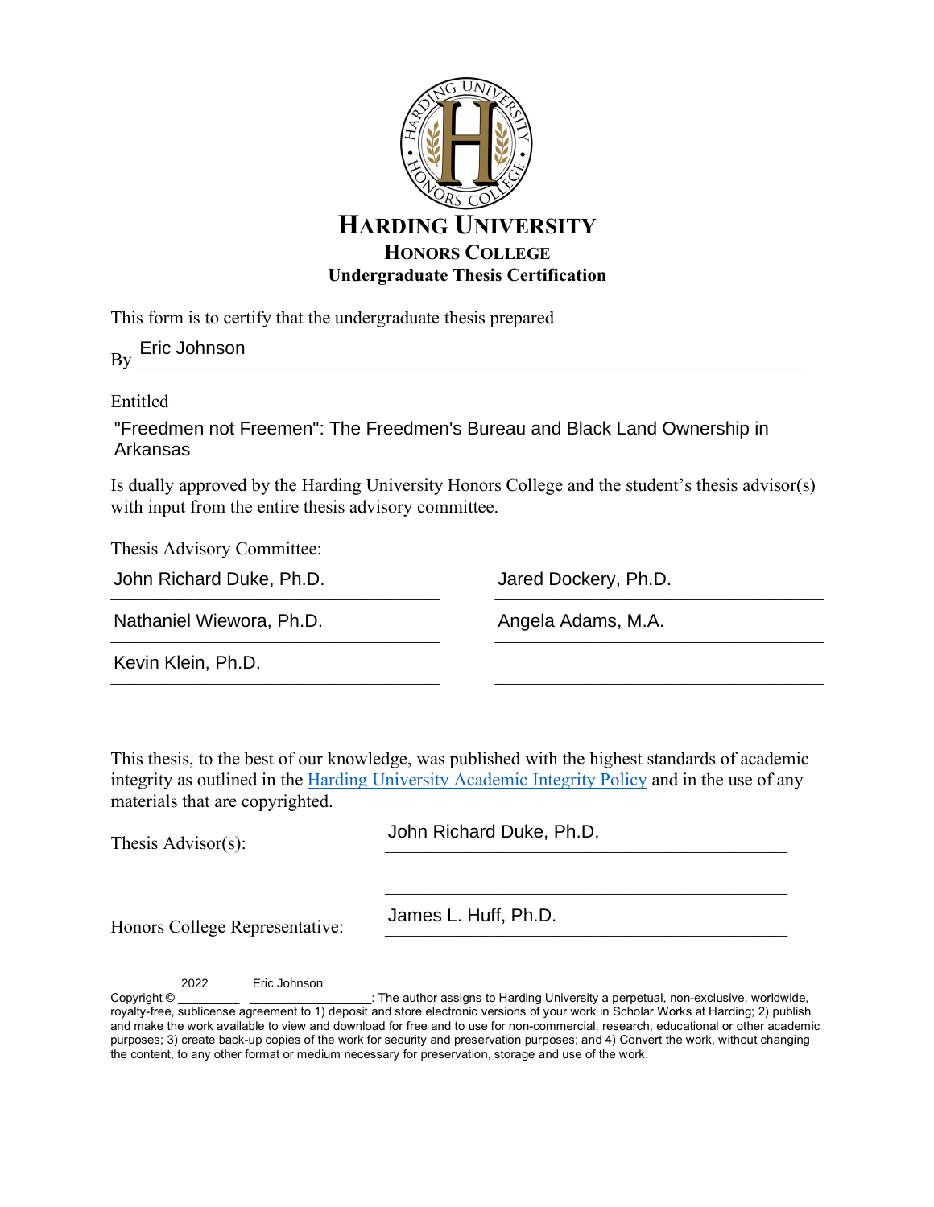# HARDING UNIVERSITY

## HONORS COLLEGE

### Undergraduate Thesis Certification

This form is to certify that the undergraduate thesis prepared

By Eric Johnson

Entitled

"Freedmen not Freemen": The Freedmen's Bureau and Black Land Ownership in Arkansas

Is dually approved by the Harding University Honors College and the student's thesis advisor(s) with input from the entire thesis advisory committee.

Thesis Advisory Committee:

John Richard Duke, Ph.D.

Jared Dockery, Ph.D.

Nathaniel Wiewora, Ph.D.

Angela Adams, M.A.

Kevin Klein, Ph.D.

This thesis, to the best of our knowledge, was published with the highest standards of academic integrity as outlined in the Harding University Academic Integrity Policy and in the use of any materials that are copyrighted.

Thesis Advisor(s): John Richard Duke, Ph.D.

Honors College Representative: James L. Huff, Ph.D.

Copyright © 2022 Eric Johnson: The author assigns to Harding University a perpetual, non-exclusive, worldwide, royalty-free, sublicense agreement to 1) deposit and store electronic versions of your work in Scholar Works at Harding; 2) publish and make the work available to view and download for free and to use for non-commercial, research, educational or other academic purposes; 3) create back-up copies of the work for security and preservation purposes; and 4) Convert the work, without changing the content, to any other format or medium necessary for preservation, storage and use of the work.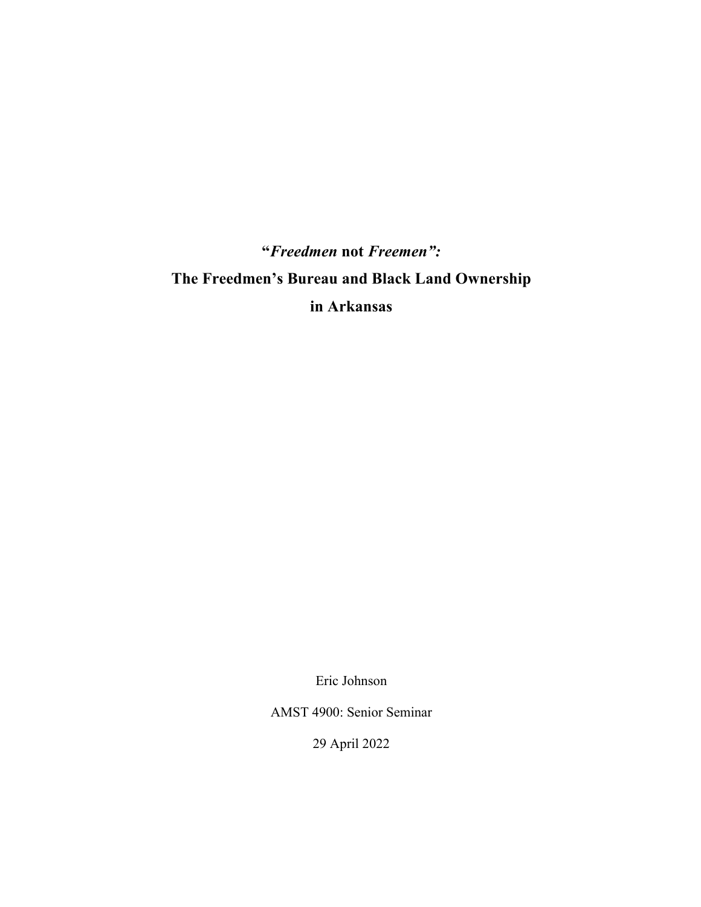# "*Freedmen* not *Freemen*": The Freedmen's Bureau and Black Land Ownership in Arkansas

Eric Johnson

AMST 4900: Senior Seminar

29 April 2022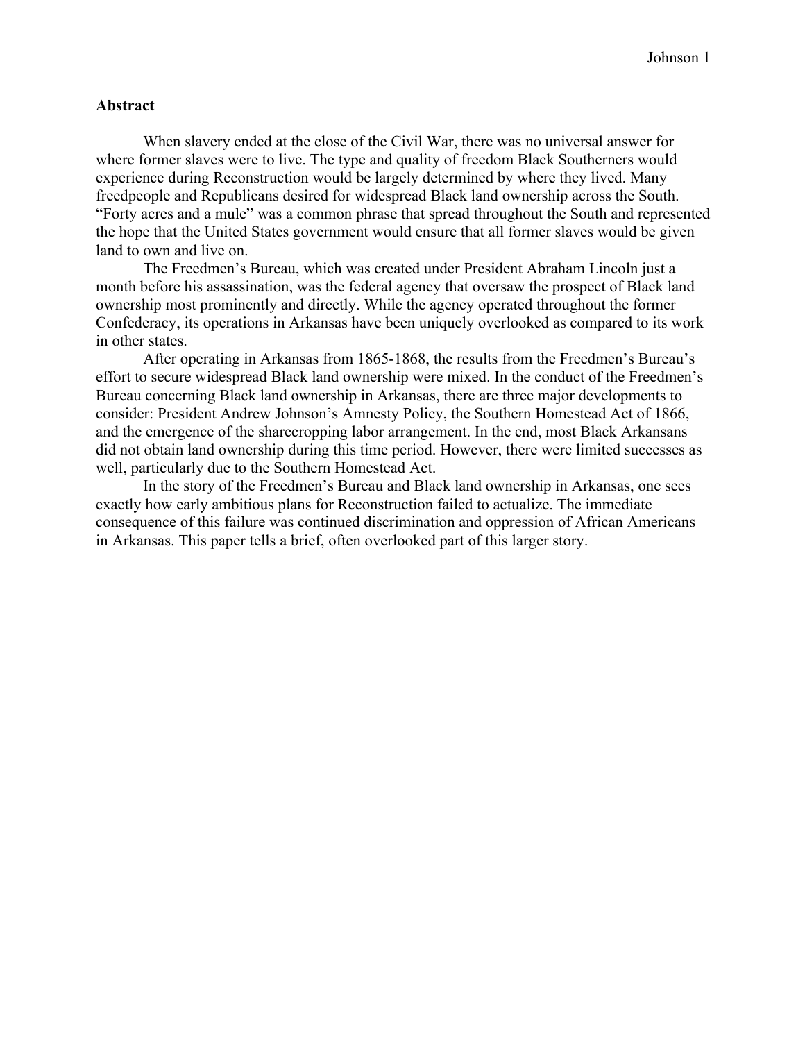## Abstract

When slavery ended at the close of the Civil War, there was no universal answer for where former slaves were to live. The type and quality of freedom Black Southerners would experience during Reconstruction would be largely determined by where they lived. Many freedpeople and Republicans desired for widespread Black land ownership across the South. "Forty acres and a mule" was a common phrase that spread throughout the South and represented the hope that the United States government would ensure that all former slaves would be given land to own and live on.

The Freedmen's Bureau, which was created under President Abraham Lincoln just a month before his assassination, was the federal agency that oversaw the prospect of Black land ownership most prominently and directly. While the agency operated throughout the former Confederacy, its operations in Arkansas have been uniquely overlooked as compared to its work in other states.

After operating in Arkansas from 1865-1868, the results from the Freedmen's Bureau's effort to secure widespread Black land ownership were mixed. In the conduct of the Freedmen's Bureau concerning Black land ownership in Arkansas, there are three major developments to consider: President Andrew Johnson's Amnesty Policy, the Southern Homestead Act of 1866, and the emergence of the sharecropping labor arrangement. In the end, most Black Arkansans did not obtain land ownership during this time period. However, there were limited successes as well, particularly due to the Southern Homestead Act.

In the story of the Freedmen's Bureau and Black land ownership in Arkansas, one sees exactly how early ambitious plans for Reconstruction failed to actualize. The immediate consequence of this failure was continued discrimination and oppression of African Americans in Arkansas. This paper tells a brief, often overlooked part of this larger story.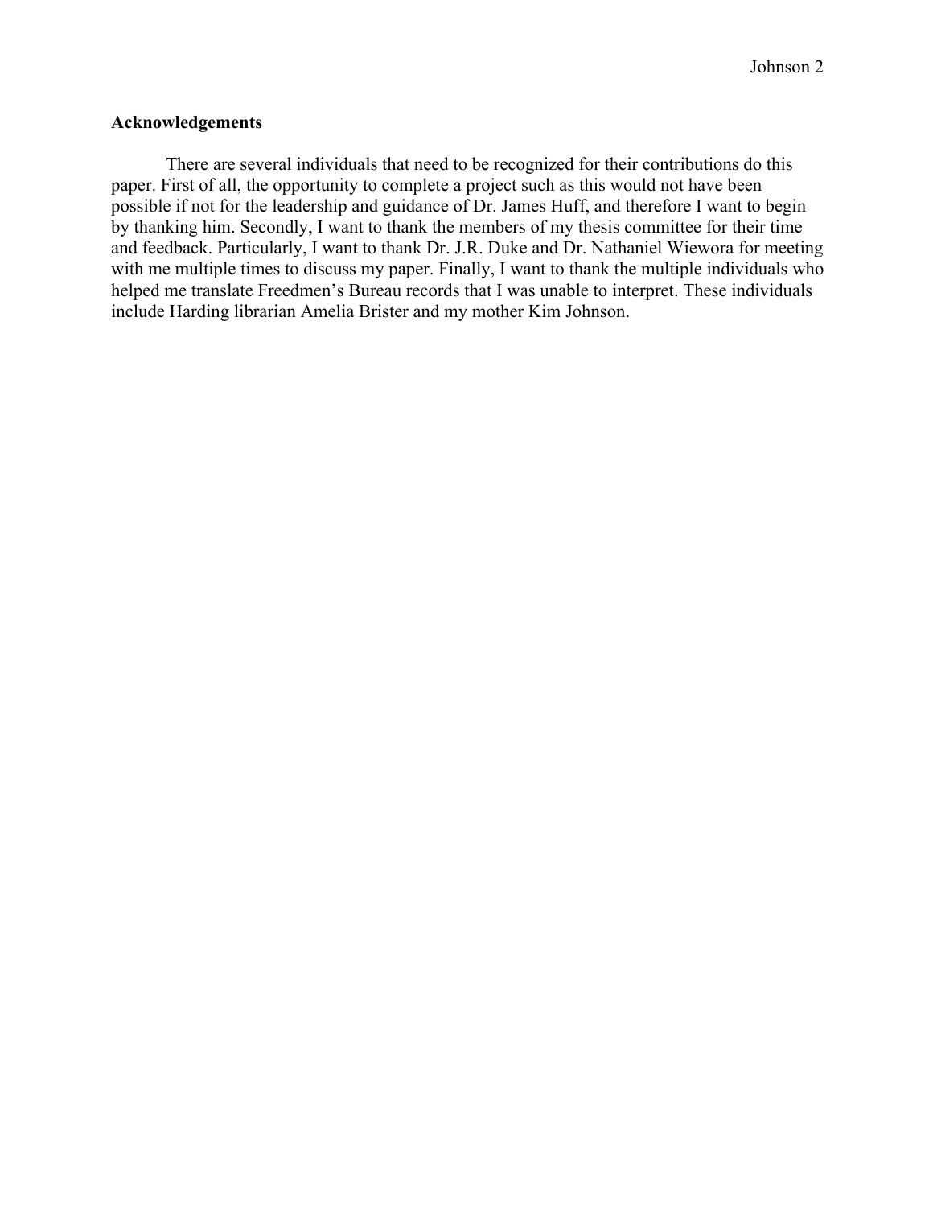## Acknowledgements

There are several individuals that need to be recognized for their contributions do this paper. First of all, the opportunity to complete a project such as this would not have been possible if not for the leadership and guidance of Dr. James Huff, and therefore I want to begin by thanking him. Secondly, I want to thank the members of my thesis committee for their time and feedback. Particularly, I want to thank Dr. J.R. Duke and Dr. Nathaniel Wiewora for meeting with me multiple times to discuss my paper. Finally, I want to thank the multiple individuals who helped me translate Freedmen's Bureau records that I was unable to interpret. These individuals include Harding librarian Amelia Brister and my mother Kim Johnson.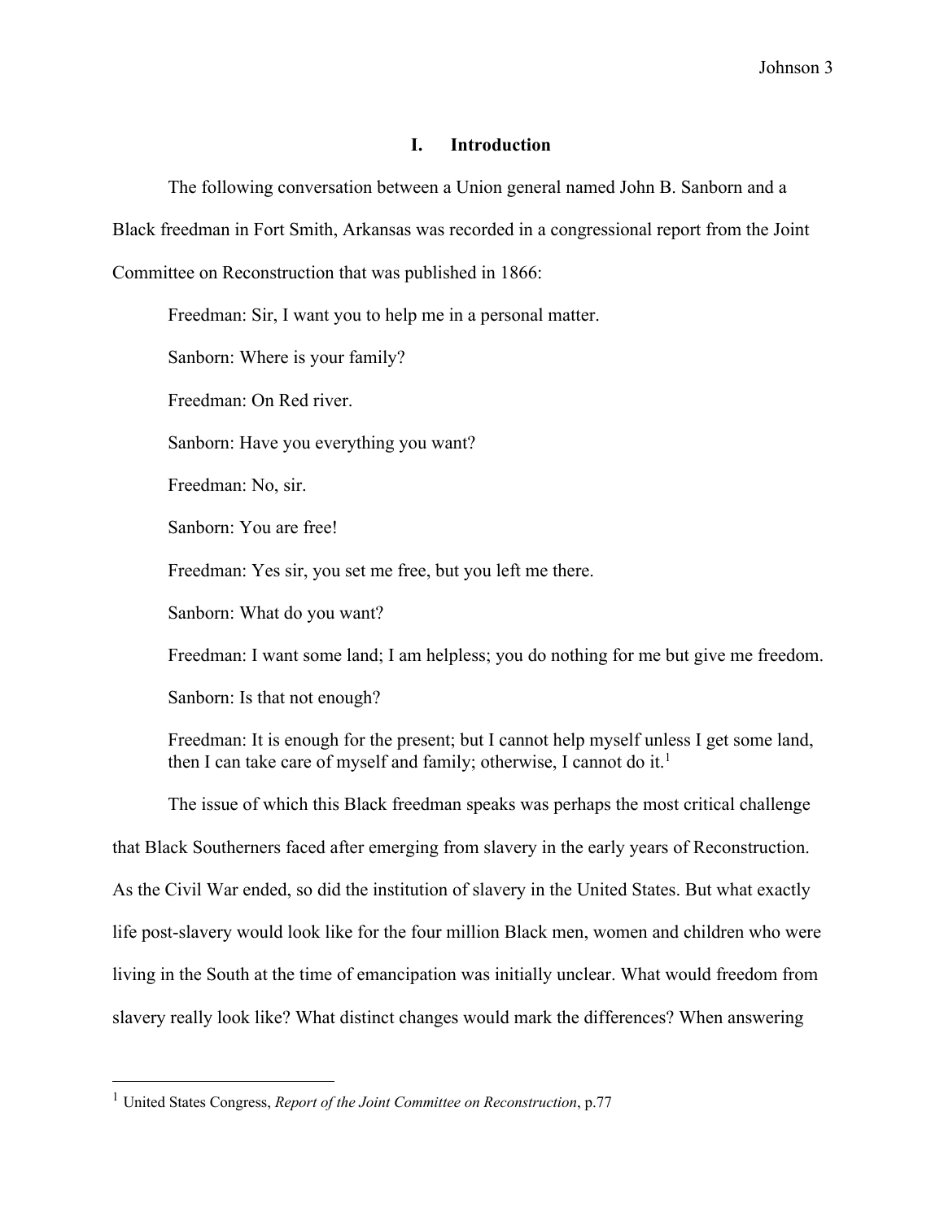## I. Introduction

The following conversation between a Union general named John B. Sanborn and a Black freedman in Fort Smith, Arkansas was recorded in a congressional report from the Joint Committee on Reconstruction that was published in 1866:

> Freedman: Sir, I want you to help me in a personal matter.
>
> Sanborn: Where is your family?
>
> Freedman: On Red river.
>
> Sanborn: Have you everything you want?
>
> Freedman: No, sir.
>
> Sanborn: You are free!
>
> Freedman: Yes sir, you set me free, but you left me there.
>
> Sanborn: What do you want?
>
> Freedman: I want some land; I am helpless; you do nothing for me but give me freedom.
>
> Sanborn: Is that not enough?
>
> Freedman: It is enough for the present; but I cannot help myself unless I get some land, then I can take care of myself and family; otherwise, I cannot do it.[1]

The issue of which this Black freedman speaks was perhaps the most critical challenge that Black Southerners faced after emerging from slavery in the early years of Reconstruction. As the Civil War ended, so did the institution of slavery in the United States. But what exactly life post-slavery would look like for the four million Black men, women and children who were living in the South at the time of emancipation was initially unclear. What would freedom from slavery really look like? What distinct changes would mark the differences? When answering

---

[1] United States Congress, *Report of the Joint Committee on Reconstruction*, p.77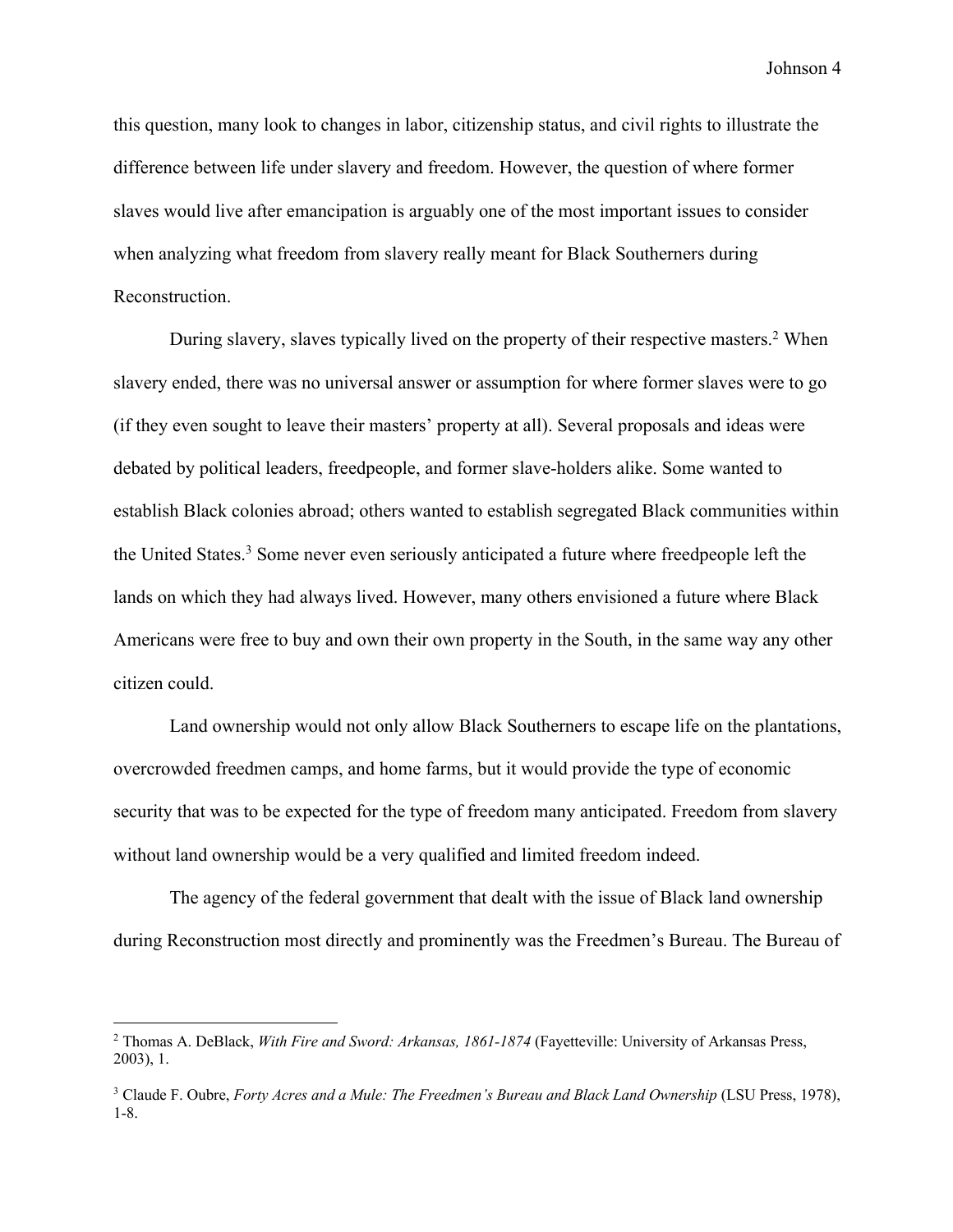this question, many look to changes in labor, citizenship status, and civil rights to illustrate the difference between life under slavery and freedom. However, the question of where former slaves would live after emancipation is arguably one of the most important issues to consider when analyzing what freedom from slavery really meant for Black Southerners during Reconstruction.

During slavery, slaves typically lived on the property of their respective masters.[2] When slavery ended, there was no universal answer or assumption for where former slaves were to go (if they even sought to leave their masters' property at all). Several proposals and ideas were debated by political leaders, freedpeople, and former slave-holders alike. Some wanted to establish Black colonies abroad; others wanted to establish segregated Black communities within the United States.[3] Some never even seriously anticipated a future where freedpeople left the lands on which they had always lived. However, many others envisioned a future where Black Americans were free to buy and own their own property in the South, in the same way any other citizen could.

Land ownership would not only allow Black Southerners to escape life on the plantations, overcrowded freedmen camps, and home farms, but it would provide the type of economic security that was to be expected for the type of freedom many anticipated. Freedom from slavery without land ownership would be a very qualified and limited freedom indeed.

The agency of the federal government that dealt with the issue of Black land ownership during Reconstruction most directly and prominently was the Freedmen's Bureau. The Bureau of

---

[2] Thomas A. DeBlack, *With Fire and Sword: Arkansas, 1861-1874* (Fayetteville: University of Arkansas Press, 2003), 1.

[3] Claude F. Oubre, *Forty Acres and a Mule: The Freedmen's Bureau and Black Land Ownership* (LSU Press, 1978), 1-8.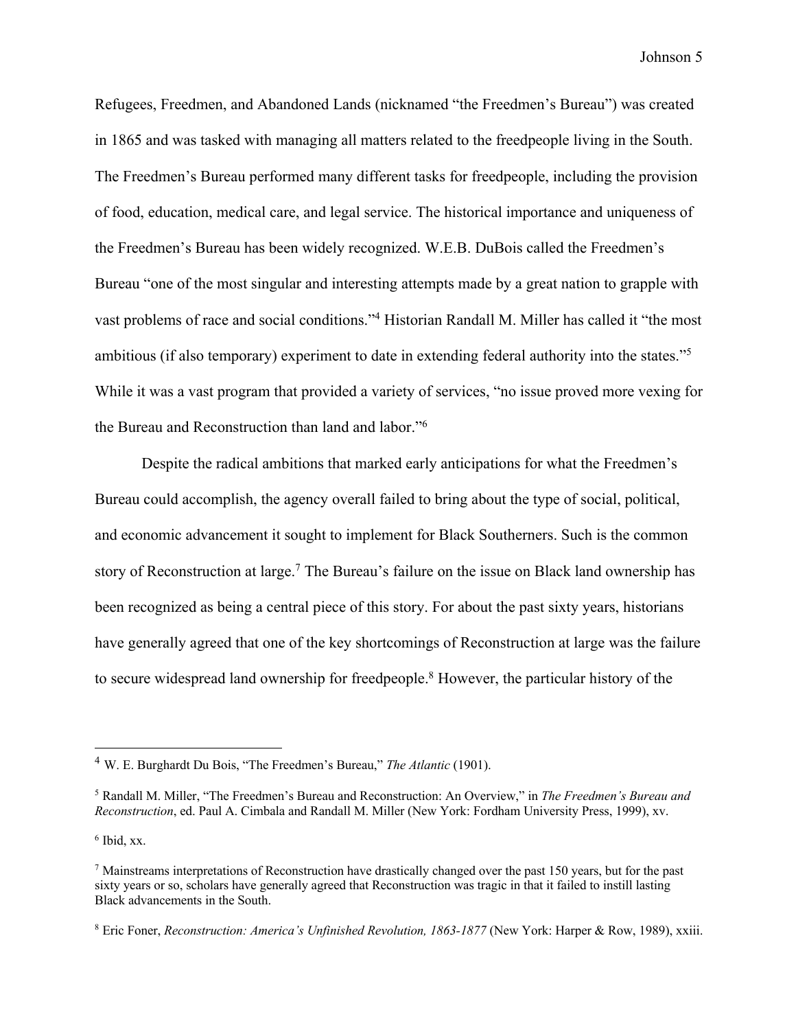Refugees, Freedmen, and Abandoned Lands (nicknamed "the Freedmen's Bureau") was created in 1865 and was tasked with managing all matters related to the freedpeople living in the South. The Freedmen's Bureau performed many different tasks for freedpeople, including the provision of food, education, medical care, and legal service. The historical importance and uniqueness of the Freedmen's Bureau has been widely recognized. W.E.B. DuBois called the Freedmen's Bureau "one of the most singular and interesting attempts made by a great nation to grapple with vast problems of race and social conditions."[4] Historian Randall M. Miller has called it "the most ambitious (if also temporary) experiment to date in extending federal authority into the states."[5] While it was a vast program that provided a variety of services, "no issue proved more vexing for the Bureau and Reconstruction than land and labor."[6]

Despite the radical ambitions that marked early anticipations for what the Freedmen's Bureau could accomplish, the agency overall failed to bring about the type of social, political, and economic advancement it sought to implement for Black Southerners. Such is the common story of Reconstruction at large.[7] The Bureau's failure on the issue on Black land ownership has been recognized as being a central piece of this story. For about the past sixty years, historians have generally agreed that one of the key shortcomings of Reconstruction at large was the failure to secure widespread land ownership for freedpeople.[8] However, the particular history of the

---

[4] W. E. Burghardt Du Bois, "The Freedmen's Bureau," *The Atlantic* (1901).

[5] Randall M. Miller, "The Freedmen's Bureau and Reconstruction: An Overview," in *The Freedmen's Bureau and Reconstruction*, ed. Paul A. Cimbala and Randall M. Miller (New York: Fordham University Press, 1999), xv.

[6] Ibid, xx.

[7] Mainstreams interpretations of Reconstruction have drastically changed over the past 150 years, but for the past sixty years or so, scholars have generally agreed that Reconstruction was tragic in that it failed to instill lasting Black advancements in the South.

[8] Eric Foner, *Reconstruction: America's Unfinished Revolution, 1863-1877* (New York: Harper & Row, 1989), xxiii.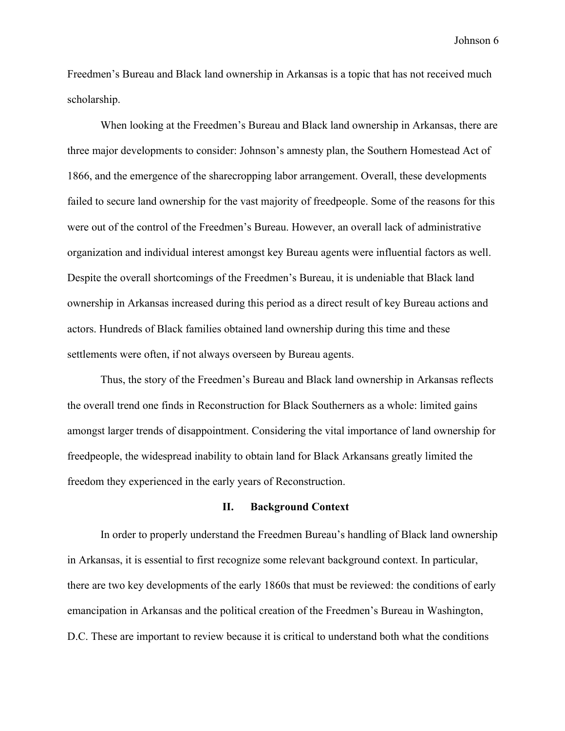Freedmen's Bureau and Black land ownership in Arkansas is a topic that has not received much scholarship.

When looking at the Freedmen's Bureau and Black land ownership in Arkansas, there are three major developments to consider: Johnson's amnesty plan, the Southern Homestead Act of 1866, and the emergence of the sharecropping labor arrangement. Overall, these developments failed to secure land ownership for the vast majority of freedpeople. Some of the reasons for this were out of the control of the Freedmen's Bureau. However, an overall lack of administrative organization and individual interest amongst key Bureau agents were influential factors as well. Despite the overall shortcomings of the Freedmen's Bureau, it is undeniable that Black land ownership in Arkansas increased during this period as a direct result of key Bureau actions and actors. Hundreds of Black families obtained land ownership during this time and these settlements were often, if not always overseen by Bureau agents.

Thus, the story of the Freedmen's Bureau and Black land ownership in Arkansas reflects the overall trend one finds in Reconstruction for Black Southerners as a whole: limited gains amongst larger trends of disappointment. Considering the vital importance of land ownership for freedpeople, the widespread inability to obtain land for Black Arkansans greatly limited the freedom they experienced in the early years of Reconstruction.

## II. Background Context

In order to properly understand the Freedmen Bureau's handling of Black land ownership in Arkansas, it is essential to first recognize some relevant background context. In particular, there are two key developments of the early 1860s that must be reviewed: the conditions of early emancipation in Arkansas and the political creation of the Freedmen's Bureau in Washington, D.C. These are important to review because it is critical to understand both what the conditions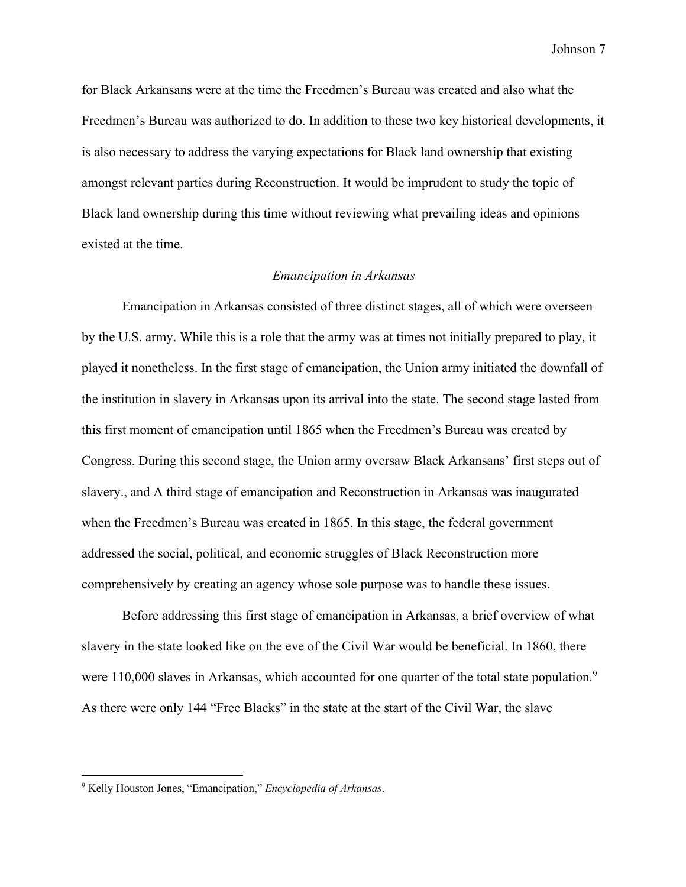for Black Arkansans were at the time the Freedmen's Bureau was created and also what the Freedmen's Bureau was authorized to do. In addition to these two key historical developments, it is also necessary to address the varying expectations for Black land ownership that existing amongst relevant parties during Reconstruction. It would be imprudent to study the topic of Black land ownership during this time without reviewing what prevailing ideas and opinions existed at the time.

### *Emancipation in Arkansas*

Emancipation in Arkansas consisted of three distinct stages, all of which were overseen by the U.S. army. While this is a role that the army was at times not initially prepared to play, it played it nonetheless. In the first stage of emancipation, the Union army initiated the downfall of the institution in slavery in Arkansas upon its arrival into the state. The second stage lasted from this first moment of emancipation until 1865 when the Freedmen's Bureau was created by Congress. During this second stage, the Union army oversaw Black Arkansans' first steps out of slavery., and A third stage of emancipation and Reconstruction in Arkansas was inaugurated when the Freedmen's Bureau was created in 1865. In this stage, the federal government addressed the social, political, and economic struggles of Black Reconstruction more comprehensively by creating an agency whose sole purpose was to handle these issues.

Before addressing this first stage of emancipation in Arkansas, a brief overview of what slavery in the state looked like on the eve of the Civil War would be beneficial. In 1860, there were 110,000 slaves in Arkansas, which accounted for one quarter of the total state population.[9] As there were only 144 "Free Blacks" in the state at the start of the Civil War, the slave

---

[9] Kelly Houston Jones, "Emancipation," *Encyclopedia of Arkansas*.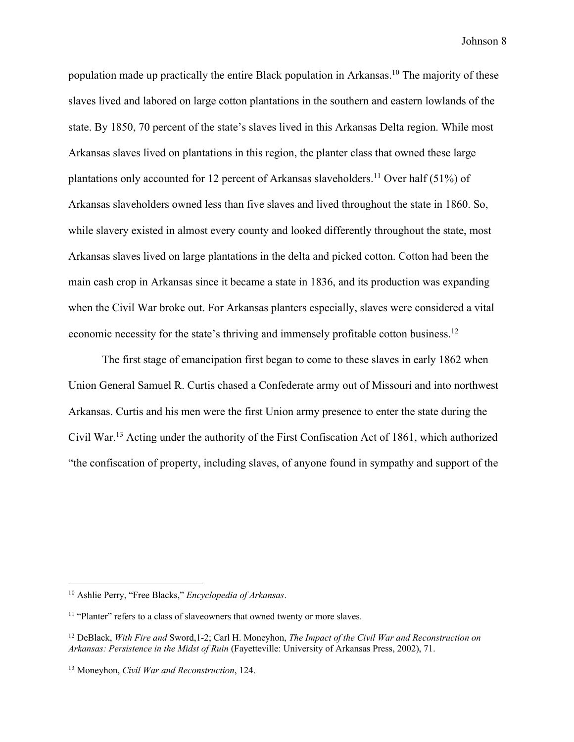population made up practically the entire Black population in Arkansas.[10] The majority of these slaves lived and labored on large cotton plantations in the southern and eastern lowlands of the state. By 1850, 70 percent of the state's slaves lived in this Arkansas Delta region. While most Arkansas slaves lived on plantations in this region, the planter class that owned these large plantations only accounted for 12 percent of Arkansas slaveholders.[11] Over half (51%) of Arkansas slaveholders owned less than five slaves and lived throughout the state in 1860. So, while slavery existed in almost every county and looked differently throughout the state, most Arkansas slaves lived on large plantations in the delta and picked cotton. Cotton had been the main cash crop in Arkansas since it became a state in 1836, and its production was expanding when the Civil War broke out. For Arkansas planters especially, slaves were considered a vital economic necessity for the state's thriving and immensely profitable cotton business.[12]

The first stage of emancipation first began to come to these slaves in early 1862 when Union General Samuel R. Curtis chased a Confederate army out of Missouri and into northwest Arkansas. Curtis and his men were the first Union army presence to enter the state during the Civil War.[13] Acting under the authority of the First Confiscation Act of 1861, which authorized "the confiscation of property, including slaves, of anyone found in sympathy and support of the

---

[10] Ashlie Perry, "Free Blacks," *Encyclopedia of Arkansas*.

[11] "Planter" refers to a class of slaveowners that owned twenty or more slaves.

[12] DeBlack, *With Fire and* Sword,1-2; Carl H. Moneyhon, *The Impact of the Civil War and Reconstruction on Arkansas: Persistence in the Midst of Ruin* (Fayetteville: University of Arkansas Press, 2002), 71.

[13] Moneyhon, *Civil War and Reconstruction*, 124.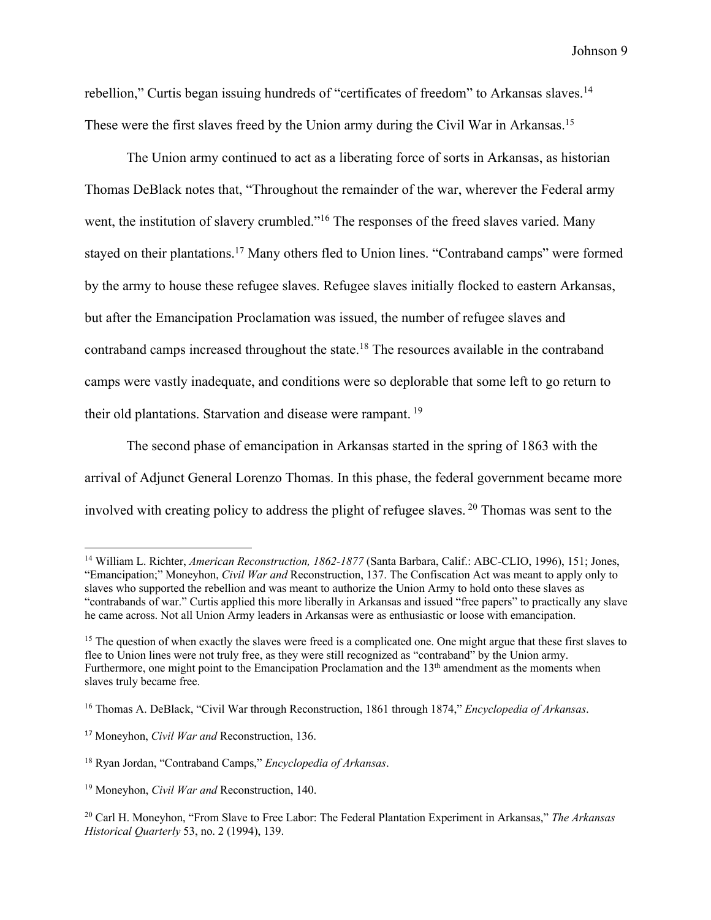rebellion," Curtis began issuing hundreds of "certificates of freedom" to Arkansas slaves.[14] These were the first slaves freed by the Union army during the Civil War in Arkansas.[15]

The Union army continued to act as a liberating force of sorts in Arkansas, as historian Thomas DeBlack notes that, "Throughout the remainder of the war, wherever the Federal army went, the institution of slavery crumbled."[16] The responses of the freed slaves varied. Many stayed on their plantations.[17] Many others fled to Union lines. "Contraband camps" were formed by the army to house these refugee slaves. Refugee slaves initially flocked to eastern Arkansas, but after the Emancipation Proclamation was issued, the number of refugee slaves and contraband camps increased throughout the state.[18] The resources available in the contraband camps were vastly inadequate, and conditions were so deplorable that some left to go return to their old plantations. Starvation and disease were rampant. [19]

The second phase of emancipation in Arkansas started in the spring of 1863 with the arrival of Adjunct General Lorenzo Thomas. In this phase, the federal government became more involved with creating policy to address the plight of refugee slaves. [20] Thomas was sent to the

---

[14] William L. Richter, *American Reconstruction, 1862-1877* (Santa Barbara, Calif.: ABC-CLIO, 1996), 151; Jones, "Emancipation;" Moneyhon, *Civil War and* Reconstruction, 137. The Confiscation Act was meant to apply only to slaves who supported the rebellion and was meant to authorize the Union Army to hold onto these slaves as "contrabands of war." Curtis applied this more liberally in Arkansas and issued "free papers" to practically any slave he came across. Not all Union Army leaders in Arkansas were as enthusiastic or loose with emancipation.

[15] The question of when exactly the slaves were freed is a complicated one. One might argue that these first slaves to flee to Union lines were not truly free, as they were still recognized as "contraband" by the Union army. Furthermore, one might point to the Emancipation Proclamation and the 13th amendment as the moments when slaves truly became free.

[16] Thomas A. DeBlack, "Civil War through Reconstruction, 1861 through 1874," *Encyclopedia of Arkansas*.

[17] Moneyhon, *Civil War and* Reconstruction, 136.

[18] Ryan Jordan, "Contraband Camps," *Encyclopedia of Arkansas*.

[19] Moneyhon, *Civil War and* Reconstruction, 140.

[20] Carl H. Moneyhon, "From Slave to Free Labor: The Federal Plantation Experiment in Arkansas," *The Arkansas Historical Quarterly* 53, no. 2 (1994), 139.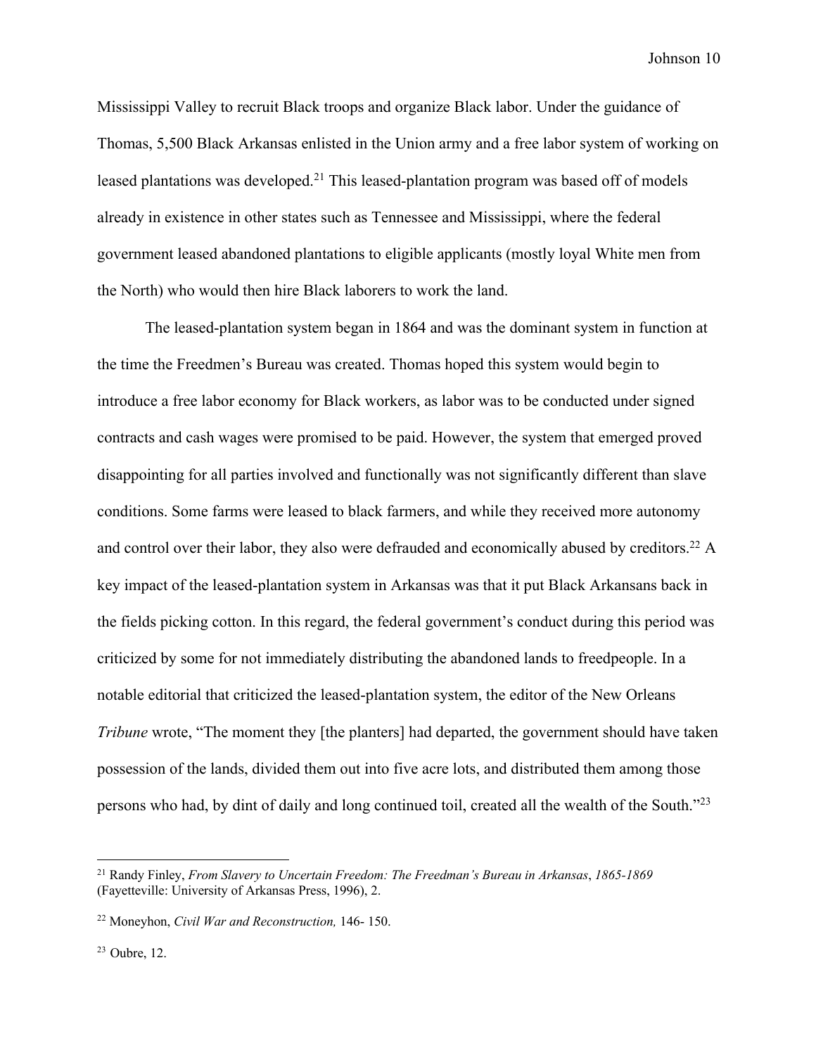Mississippi Valley to recruit Black troops and organize Black labor. Under the guidance of Thomas, 5,500 Black Arkansas enlisted in the Union army and a free labor system of working on leased plantations was developed.[21] This leased-plantation program was based off of models already in existence in other states such as Tennessee and Mississippi, where the federal government leased abandoned plantations to eligible applicants (mostly loyal White men from the North) who would then hire Black laborers to work the land.

The leased-plantation system began in 1864 and was the dominant system in function at the time the Freedmen's Bureau was created. Thomas hoped this system would begin to introduce a free labor economy for Black workers, as labor was to be conducted under signed contracts and cash wages were promised to be paid. However, the system that emerged proved disappointing for all parties involved and functionally was not significantly different than slave conditions. Some farms were leased to black farmers, and while they received more autonomy and control over their labor, they also were defrauded and economically abused by creditors.[22] A key impact of the leased-plantation system in Arkansas was that it put Black Arkansans back in the fields picking cotton. In this regard, the federal government's conduct during this period was criticized by some for not immediately distributing the abandoned lands to freedpeople. In a notable editorial that criticized the leased-plantation system, the editor of the New Orleans *Tribune* wrote, "The moment they [the planters] had departed, the government should have taken possession of the lands, divided them out into five acre lots, and distributed them among those persons who had, by dint of daily and long continued toil, created all the wealth of the South."[23]

---

[21] Randy Finley, *From Slavery to Uncertain Freedom: The Freedman's Bureau in Arkansas*, *1865-1869* (Fayetteville: University of Arkansas Press, 1996), 2.

[22] Moneyhon, *Civil War and Reconstruction,* 146- 150.

[23] Oubre, 12.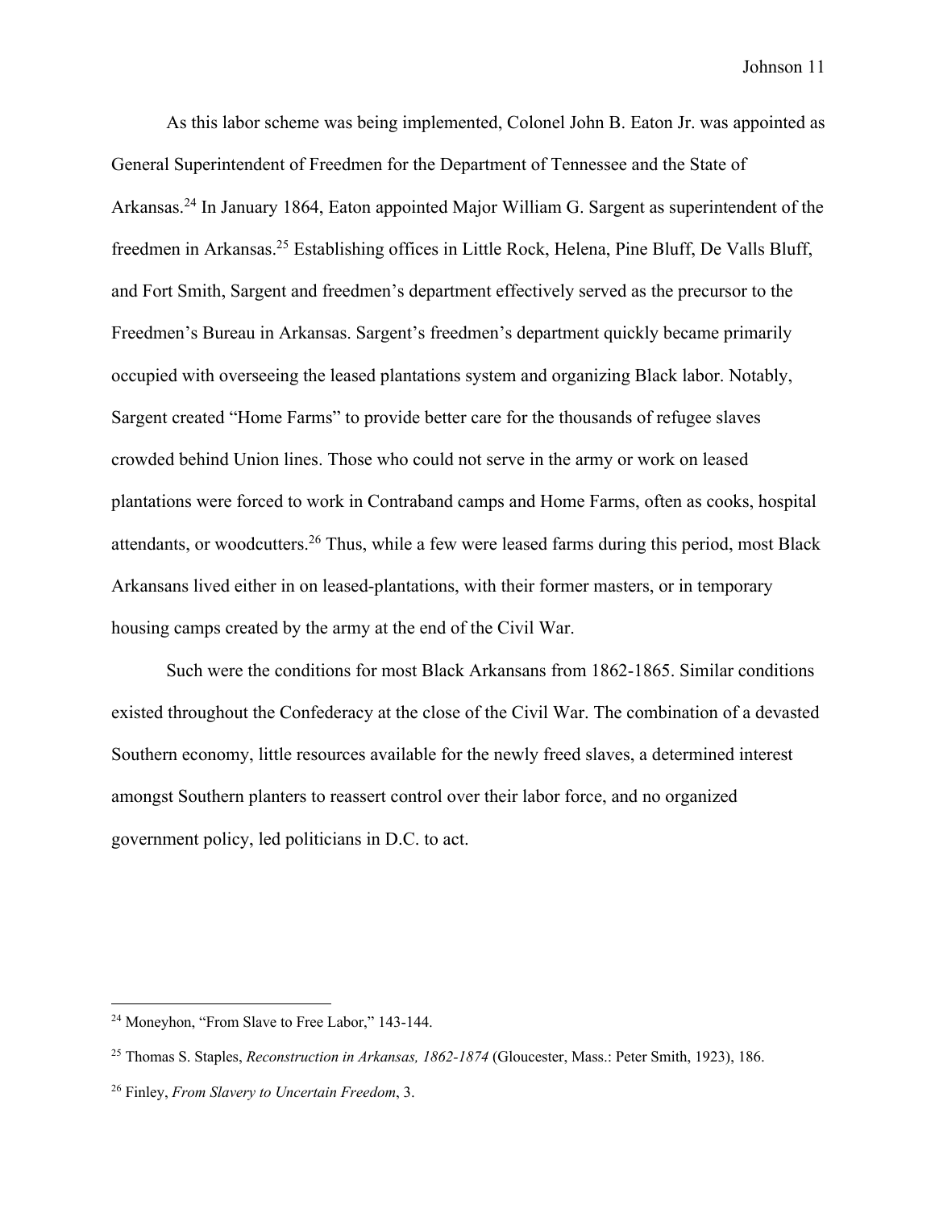As this labor scheme was being implemented, Colonel John B. Eaton Jr. was appointed as General Superintendent of Freedmen for the Department of Tennessee and the State of Arkansas.[24] In January 1864, Eaton appointed Major William G. Sargent as superintendent of the freedmen in Arkansas.[25] Establishing offices in Little Rock, Helena, Pine Bluff, De Valls Bluff, and Fort Smith, Sargent and freedmen's department effectively served as the precursor to the Freedmen's Bureau in Arkansas. Sargent's freedmen's department quickly became primarily occupied with overseeing the leased plantations system and organizing Black labor. Notably, Sargent created "Home Farms" to provide better care for the thousands of refugee slaves crowded behind Union lines. Those who could not serve in the army or work on leased plantations were forced to work in Contraband camps and Home Farms, often as cooks, hospital attendants, or woodcutters.[26] Thus, while a few were leased farms during this period, most Black Arkansans lived either in on leased-plantations, with their former masters, or in temporary housing camps created by the army at the end of the Civil War.

Such were the conditions for most Black Arkansans from 1862-1865. Similar conditions existed throughout the Confederacy at the close of the Civil War. The combination of a devasted Southern economy, little resources available for the newly freed slaves, a determined interest amongst Southern planters to reassert control over their labor force, and no organized government policy, led politicians in D.C. to act.

---

[24] Moneyhon, "From Slave to Free Labor," 143-144.

[25] Thomas S. Staples, *Reconstruction in Arkansas, 1862-1874* (Gloucester, Mass.: Peter Smith, 1923), 186.

[26] Finley, *From Slavery to Uncertain Freedom*, 3.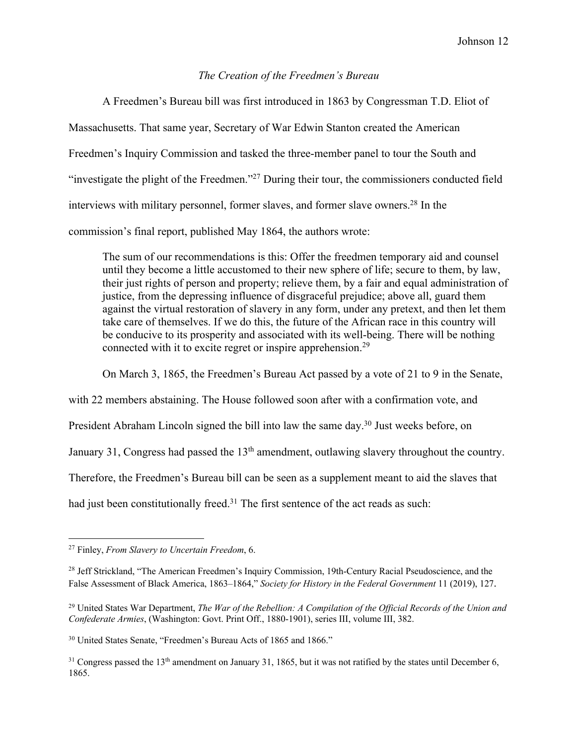*The Creation of the Freedmen's Bureau*

A Freedmen's Bureau bill was first introduced in 1863 by Congressman T.D. Eliot of Massachusetts. That same year, Secretary of War Edwin Stanton created the American Freedmen's Inquiry Commission and tasked the three-member panel to tour the South and "investigate the plight of the Freedmen."[27] During their tour, the commissioners conducted field interviews with military personnel, former slaves, and former slave owners.[28] In the commission's final report, published May 1864, the authors wrote:

> The sum of our recommendations is this: Offer the freedmen temporary aid and counsel until they become a little accustomed to their new sphere of life; secure to them, by law, their just rights of person and property; relieve them, by a fair and equal administration of justice, from the depressing influence of disgraceful prejudice; above all, guard them against the virtual restoration of slavery in any form, under any pretext, and then let them take care of themselves. If we do this, the future of the African race in this country will be conducive to its prosperity and associated with its well-being. There will be nothing connected with it to excite regret or inspire apprehension.[29]

On March 3, 1865, the Freedmen's Bureau Act passed by a vote of 21 to 9 in the Senate, with 22 members abstaining. The House followed soon after with a confirmation vote, and President Abraham Lincoln signed the bill into law the same day.[30] Just weeks before, on January 31, Congress had passed the 13th amendment, outlawing slavery throughout the country. Therefore, the Freedmen's Bureau bill can be seen as a supplement meant to aid the slaves that had just been constitutionally freed.[31] The first sentence of the act reads as such:

---

[27] Finley, *From Slavery to Uncertain Freedom*, 6.

[28] Jeff Strickland, "The American Freedmen's Inquiry Commission, 19th-Century Racial Pseudoscience, and the False Assessment of Black America, 1863–1864," *Society for History in the Federal Government* 11 (2019), 127.

[29] United States War Department, *The War of the Rebellion: A Compilation of the Official Records of the Union and Confederate Armies*, (Washington: Govt. Print Off., 1880-1901), series III, volume III, 382.

[30] United States Senate, "Freedmen's Bureau Acts of 1865 and 1866."

[31] Congress passed the 13th amendment on January 31, 1865, but it was not ratified by the states until December 6, 1865.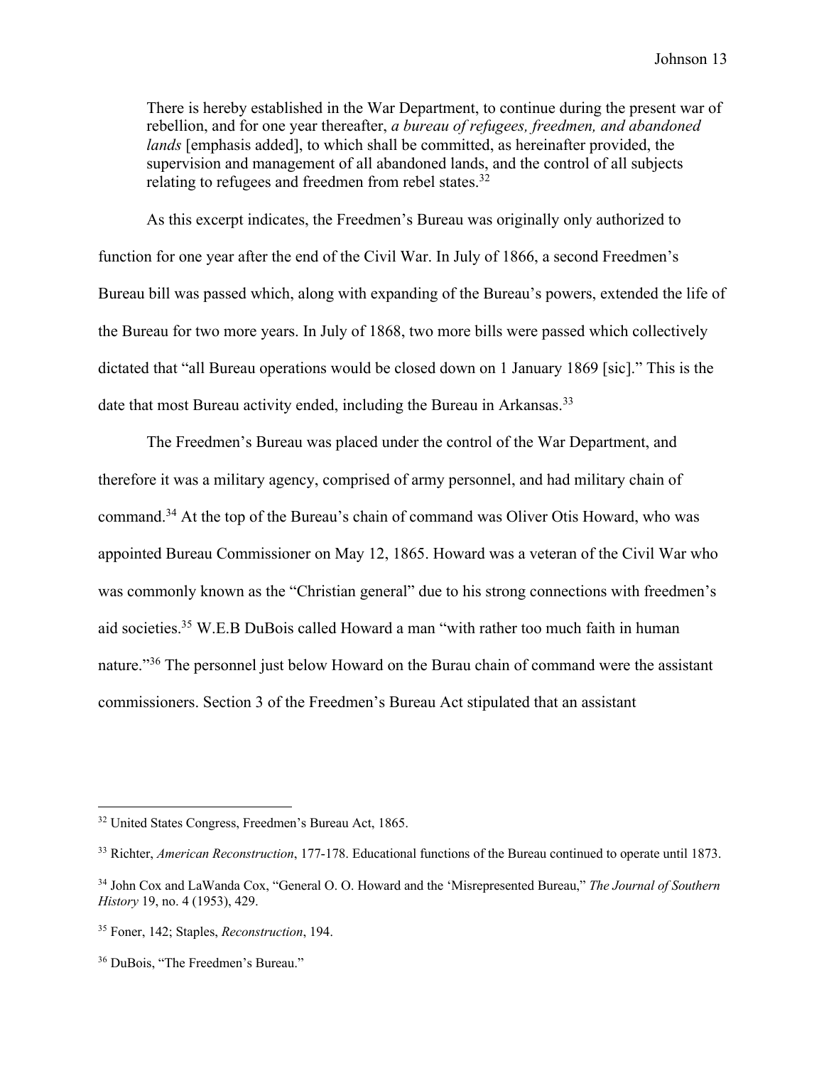> There is hereby established in the War Department, to continue during the present war of rebellion, and for one year thereafter, *a bureau of refugees, freedmen, and abandoned lands* [emphasis added], to which shall be committed, as hereinafter provided, the supervision and management of all abandoned lands, and the control of all subjects relating to refugees and freedmen from rebel states.[32]

As this excerpt indicates, the Freedmen's Bureau was originally only authorized to function for one year after the end of the Civil War. In July of 1866, a second Freedmen's Bureau bill was passed which, along with expanding of the Bureau's powers, extended the life of the Bureau for two more years. In July of 1868, two more bills were passed which collectively dictated that "all Bureau operations would be closed down on 1 January 1869 [sic]." This is the date that most Bureau activity ended, including the Bureau in Arkansas.[33]

The Freedmen's Bureau was placed under the control of the War Department, and therefore it was a military agency, comprised of army personnel, and had military chain of command.[34] At the top of the Bureau's chain of command was Oliver Otis Howard, who was appointed Bureau Commissioner on May 12, 1865. Howard was a veteran of the Civil War who was commonly known as the "Christian general" due to his strong connections with freedmen's aid societies.[35] W.E.B DuBois called Howard a man "with rather too much faith in human nature."[36] The personnel just below Howard on the Burau chain of command were the assistant commissioners. Section 3 of the Freedmen's Bureau Act stipulated that an assistant

---

[32] United States Congress, Freedmen's Bureau Act, 1865.

[33] Richter, *American Reconstruction*, 177-178. Educational functions of the Bureau continued to operate until 1873.

[34] John Cox and LaWanda Cox, "General O. O. Howard and the 'Misrepresented Bureau," *The Journal of Southern History* 19, no. 4 (1953), 429.

[35] Foner, 142; Staples, *Reconstruction*, 194.

[36] DuBois, "The Freedmen's Bureau."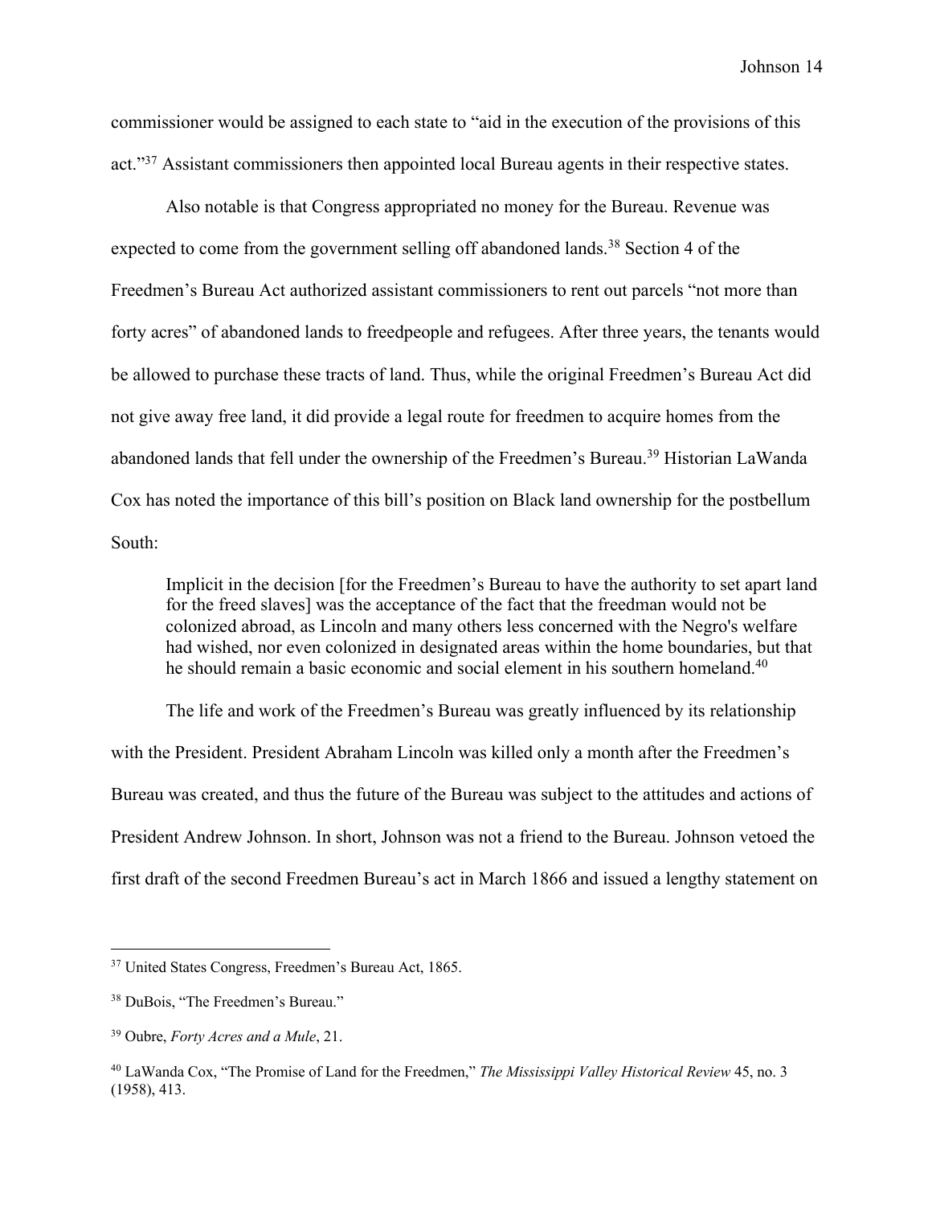commissioner would be assigned to each state to "aid in the execution of the provisions of this act."[37] Assistant commissioners then appointed local Bureau agents in their respective states.

Also notable is that Congress appropriated no money for the Bureau. Revenue was expected to come from the government selling off abandoned lands.[38] Section 4 of the Freedmen's Bureau Act authorized assistant commissioners to rent out parcels "not more than forty acres" of abandoned lands to freedpeople and refugees. After three years, the tenants would be allowed to purchase these tracts of land. Thus, while the original Freedmen's Bureau Act did not give away free land, it did provide a legal route for freedmen to acquire homes from the abandoned lands that fell under the ownership of the Freedmen's Bureau.[39] Historian LaWanda Cox has noted the importance of this bill's position on Black land ownership for the postbellum South:

> Implicit in the decision [for the Freedmen's Bureau to have the authority to set apart land for the freed slaves] was the acceptance of the fact that the freedman would not be colonized abroad, as Lincoln and many others less concerned with the Negro's welfare had wished, nor even colonized in designated areas within the home boundaries, but that he should remain a basic economic and social element in his southern homeland.[40]

The life and work of the Freedmen's Bureau was greatly influenced by its relationship with the President. President Abraham Lincoln was killed only a month after the Freedmen's Bureau was created, and thus the future of the Bureau was subject to the attitudes and actions of President Andrew Johnson. In short, Johnson was not a friend to the Bureau. Johnson vetoed the first draft of the second Freedmen Bureau's act in March 1866 and issued a lengthy statement on

---

[37] United States Congress, Freedmen's Bureau Act, 1865.

[38] DuBois, "The Freedmen's Bureau."

[39] Oubre, *Forty Acres and a Mule*, 21.

[40] LaWanda Cox, "The Promise of Land for the Freedmen," *The Mississippi Valley Historical Review* 45, no. 3 (1958), 413.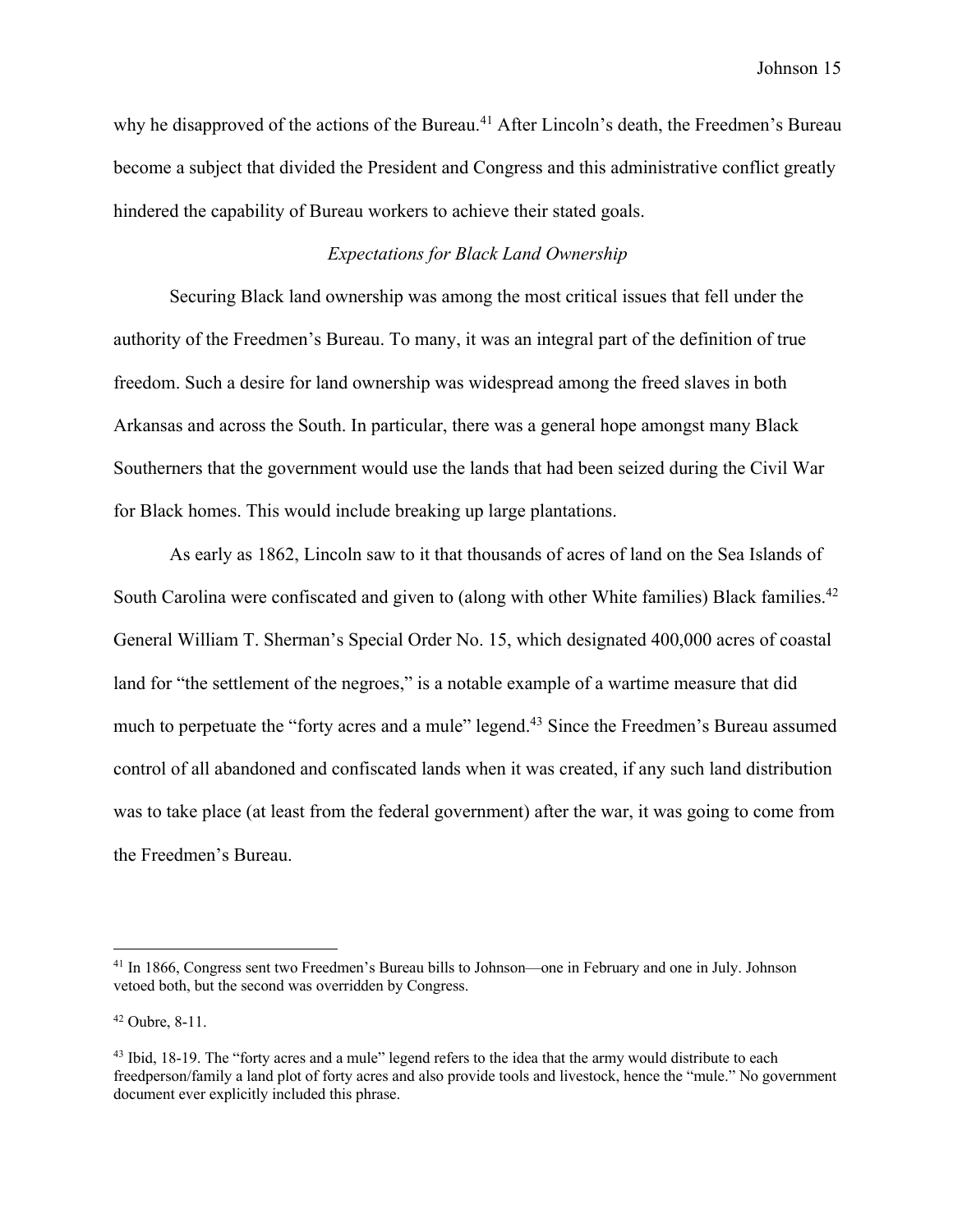why he disapproved of the actions of the Bureau.[41] After Lincoln's death, the Freedmen's Bureau become a subject that divided the President and Congress and this administrative conflict greatly hindered the capability of Bureau workers to achieve their stated goals.

### *Expectations for Black Land Ownership*

Securing Black land ownership was among the most critical issues that fell under the authority of the Freedmen's Bureau. To many, it was an integral part of the definition of true freedom. Such a desire for land ownership was widespread among the freed slaves in both Arkansas and across the South. In particular, there was a general hope amongst many Black Southerners that the government would use the lands that had been seized during the Civil War for Black homes. This would include breaking up large plantations.

As early as 1862, Lincoln saw to it that thousands of acres of land on the Sea Islands of South Carolina were confiscated and given to (along with other White families) Black families.[42] General William T. Sherman's Special Order No. 15, which designated 400,000 acres of coastal land for "the settlement of the negroes," is a notable example of a wartime measure that did much to perpetuate the "forty acres and a mule" legend.[43] Since the Freedmen's Bureau assumed control of all abandoned and confiscated lands when it was created, if any such land distribution was to take place (at least from the federal government) after the war, it was going to come from the Freedmen's Bureau.

---

[41] In 1866, Congress sent two Freedmen's Bureau bills to Johnson—one in February and one in July. Johnson vetoed both, but the second was overridden by Congress.

[42] Oubre, 8-11.

[43] Ibid, 18-19. The "forty acres and a mule" legend refers to the idea that the army would distribute to each freedperson/family a land plot of forty acres and also provide tools and livestock, hence the "mule." No government document ever explicitly included this phrase.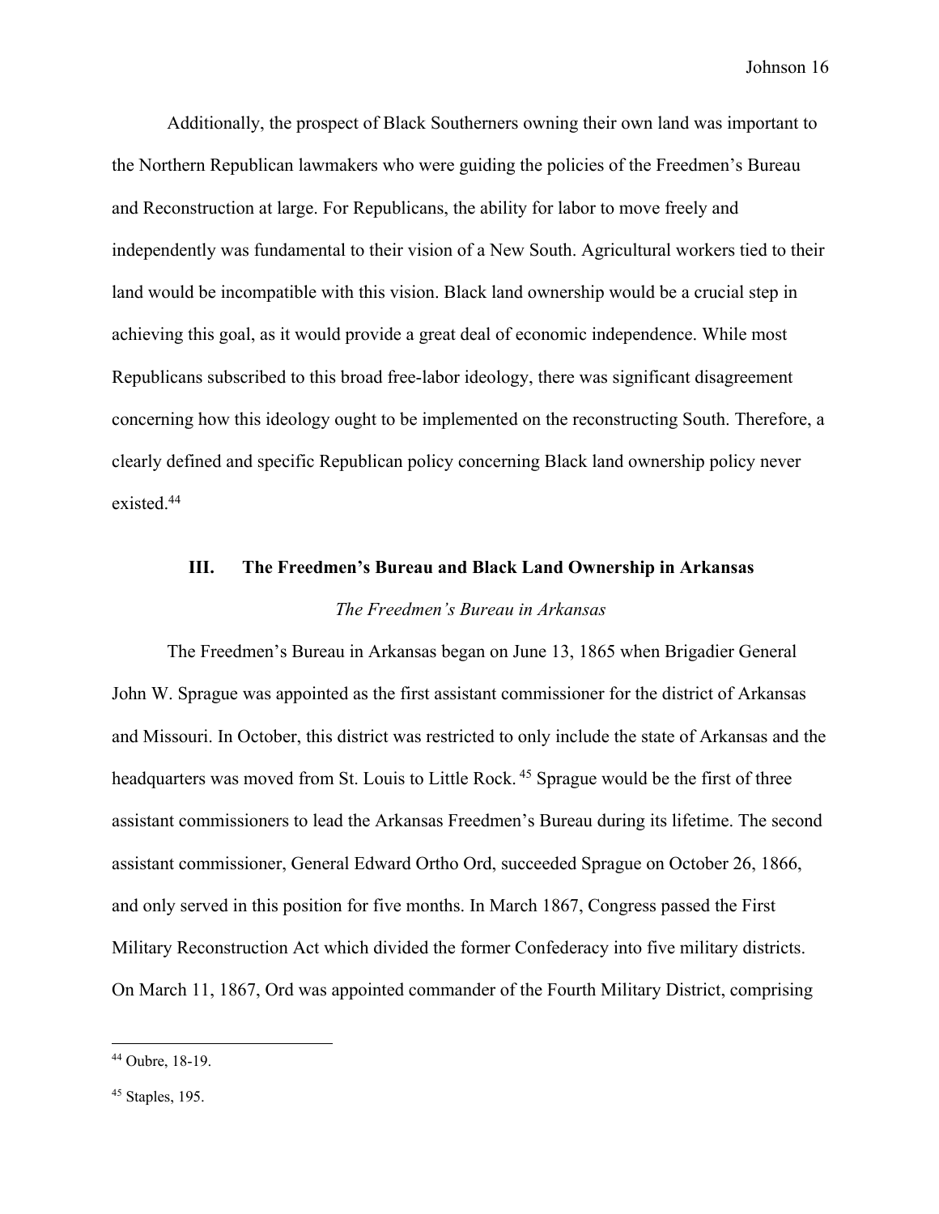Additionally, the prospect of Black Southerners owning their own land was important to the Northern Republican lawmakers who were guiding the policies of the Freedmen's Bureau and Reconstruction at large. For Republicans, the ability for labor to move freely and independently was fundamental to their vision of a New South. Agricultural workers tied to their land would be incompatible with this vision. Black land ownership would be a crucial step in achieving this goal, as it would provide a great deal of economic independence. While most Republicans subscribed to this broad free-labor ideology, there was significant disagreement concerning how this ideology ought to be implemented on the reconstructing South. Therefore, a clearly defined and specific Republican policy concerning Black land ownership policy never existed.[44]

## III. The Freedmen's Bureau and Black Land Ownership in Arkansas

### *The Freedmen's Bureau in Arkansas*

The Freedmen's Bureau in Arkansas began on June 13, 1865 when Brigadier General John W. Sprague was appointed as the first assistant commissioner for the district of Arkansas and Missouri. In October, this district was restricted to only include the state of Arkansas and the headquarters was moved from St. Louis to Little Rock.[45] Sprague would be the first of three assistant commissioners to lead the Arkansas Freedmen's Bureau during its lifetime. The second assistant commissioner, General Edward Ortho Ord, succeeded Sprague on October 26, 1866, and only served in this position for five months. In March 1867, Congress passed the First Military Reconstruction Act which divided the former Confederacy into five military districts. On March 11, 1867, Ord was appointed commander of the Fourth Military District, comprising

---

[44] Oubre, 18-19.

[45] Staples, 195.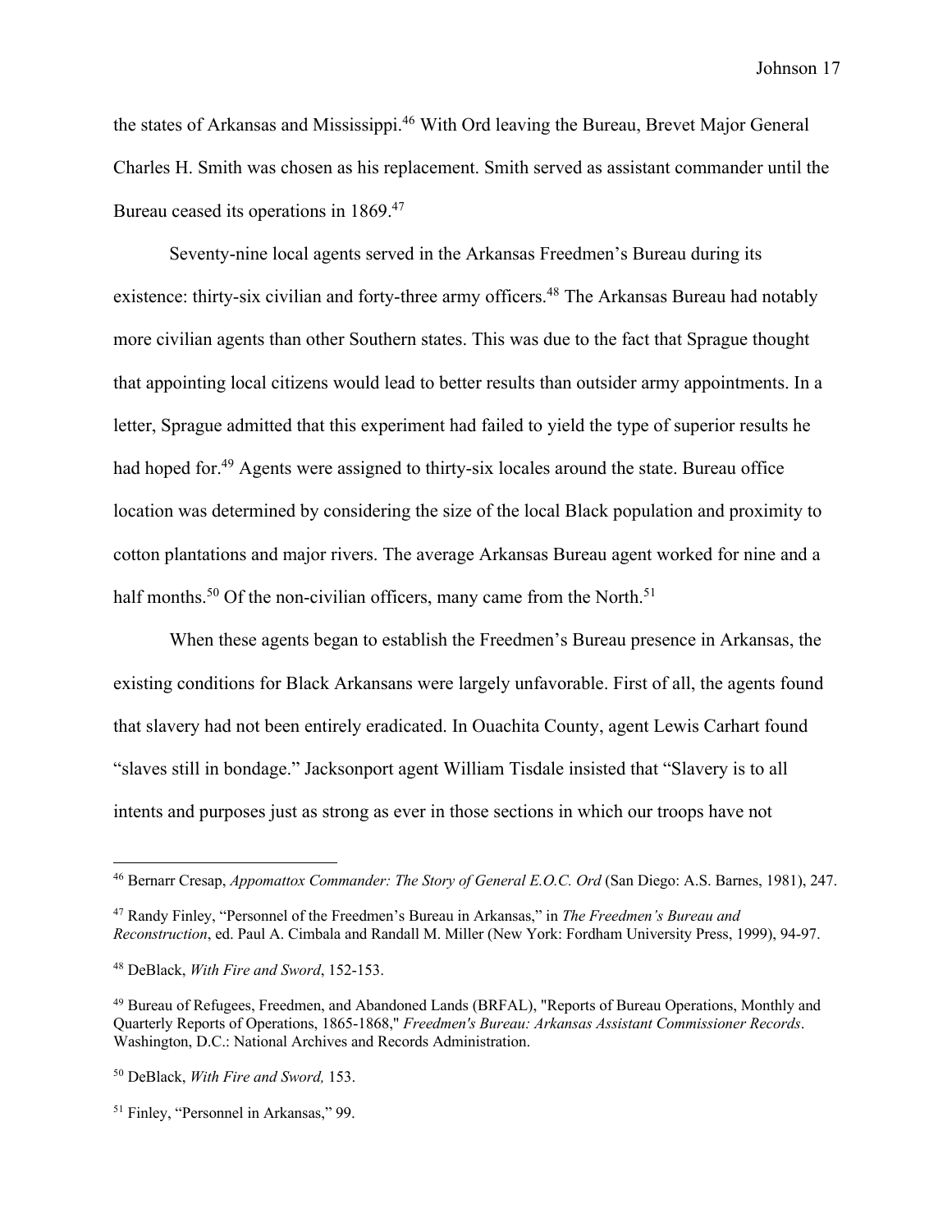the states of Arkansas and Mississippi.[46] With Ord leaving the Bureau, Brevet Major General Charles H. Smith was chosen as his replacement. Smith served as assistant commander until the Bureau ceased its operations in 1869.[47]

Seventy-nine local agents served in the Arkansas Freedmen's Bureau during its existence: thirty-six civilian and forty-three army officers.[48] The Arkansas Bureau had notably more civilian agents than other Southern states. This was due to the fact that Sprague thought that appointing local citizens would lead to better results than outsider army appointments. In a letter, Sprague admitted that this experiment had failed to yield the type of superior results he had hoped for.[49] Agents were assigned to thirty-six locales around the state. Bureau office location was determined by considering the size of the local Black population and proximity to cotton plantations and major rivers. The average Arkansas Bureau agent worked for nine and a half months.[50] Of the non-civilian officers, many came from the North.[51]

When these agents began to establish the Freedmen's Bureau presence in Arkansas, the existing conditions for Black Arkansans were largely unfavorable. First of all, the agents found that slavery had not been entirely eradicated. In Ouachita County, agent Lewis Carhart found "slaves still in bondage." Jacksonport agent William Tisdale insisted that "Slavery is to all intents and purposes just as strong as ever in those sections in which our troops have not

---

[46] Bernarr Cresap, *Appomattox Commander: The Story of General E.O.C. Ord* (San Diego: A.S. Barnes, 1981), 247.

[47] Randy Finley, "Personnel of the Freedmen's Bureau in Arkansas," in *The Freedmen's Bureau and Reconstruction*, ed. Paul A. Cimbala and Randall M. Miller (New York: Fordham University Press, 1999), 94-97.

[48] DeBlack, *With Fire and Sword*, 152-153.

[49] Bureau of Refugees, Freedmen, and Abandoned Lands (BRFAL), "Reports of Bureau Operations, Monthly and Quarterly Reports of Operations, 1865-1868," *Freedmen's Bureau: Arkansas Assistant Commissioner Records*. Washington, D.C.: National Archives and Records Administration.

[50] DeBlack, *With Fire and Sword,* 153.

[51] Finley, "Personnel in Arkansas," 99.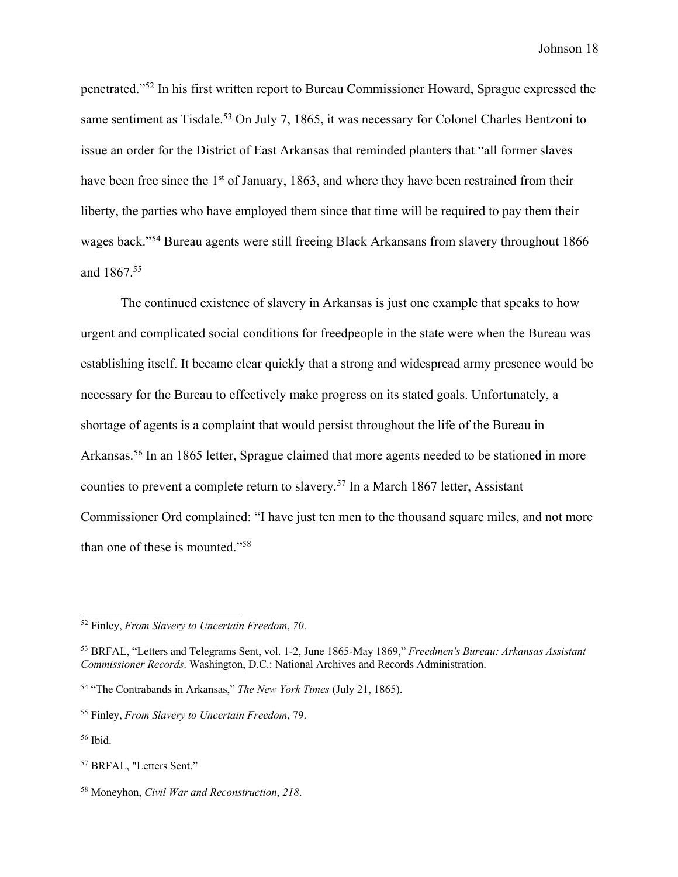penetrated."[52] In his first written report to Bureau Commissioner Howard, Sprague expressed the same sentiment as Tisdale.[53] On July 7, 1865, it was necessary for Colonel Charles Bentzoni to issue an order for the District of East Arkansas that reminded planters that "all former slaves have been free since the 1st of January, 1863, and where they have been restrained from their liberty, the parties who have employed them since that time will be required to pay them their wages back."[54] Bureau agents were still freeing Black Arkansans from slavery throughout 1866 and 1867.[55]

The continued existence of slavery in Arkansas is just one example that speaks to how urgent and complicated social conditions for freedpeople in the state were when the Bureau was establishing itself. It became clear quickly that a strong and widespread army presence would be necessary for the Bureau to effectively make progress on its stated goals. Unfortunately, a shortage of agents is a complaint that would persist throughout the life of the Bureau in Arkansas.[56] In an 1865 letter, Sprague claimed that more agents needed to be stationed in more counties to prevent a complete return to slavery.[57] In a March 1867 letter, Assistant Commissioner Ord complained: "I have just ten men to the thousand square miles, and not more than one of these is mounted."[58]

---

[52] Finley, *From Slavery to Uncertain Freedom*, *70*.

[53] BRFAL, "Letters and Telegrams Sent, vol. 1-2, June 1865-May 1869," *Freedmen's Bureau: Arkansas Assistant Commissioner Records*. Washington, D.C.: National Archives and Records Administration.

[54] "The Contrabands in Arkansas," *The New York Times* (July 21, 1865).

[55] Finley, *From Slavery to Uncertain Freedom*, 79.

[56] Ibid.

[57] BRFAL, "Letters Sent."

[58] Moneyhon, *Civil War and Reconstruction*, *218*.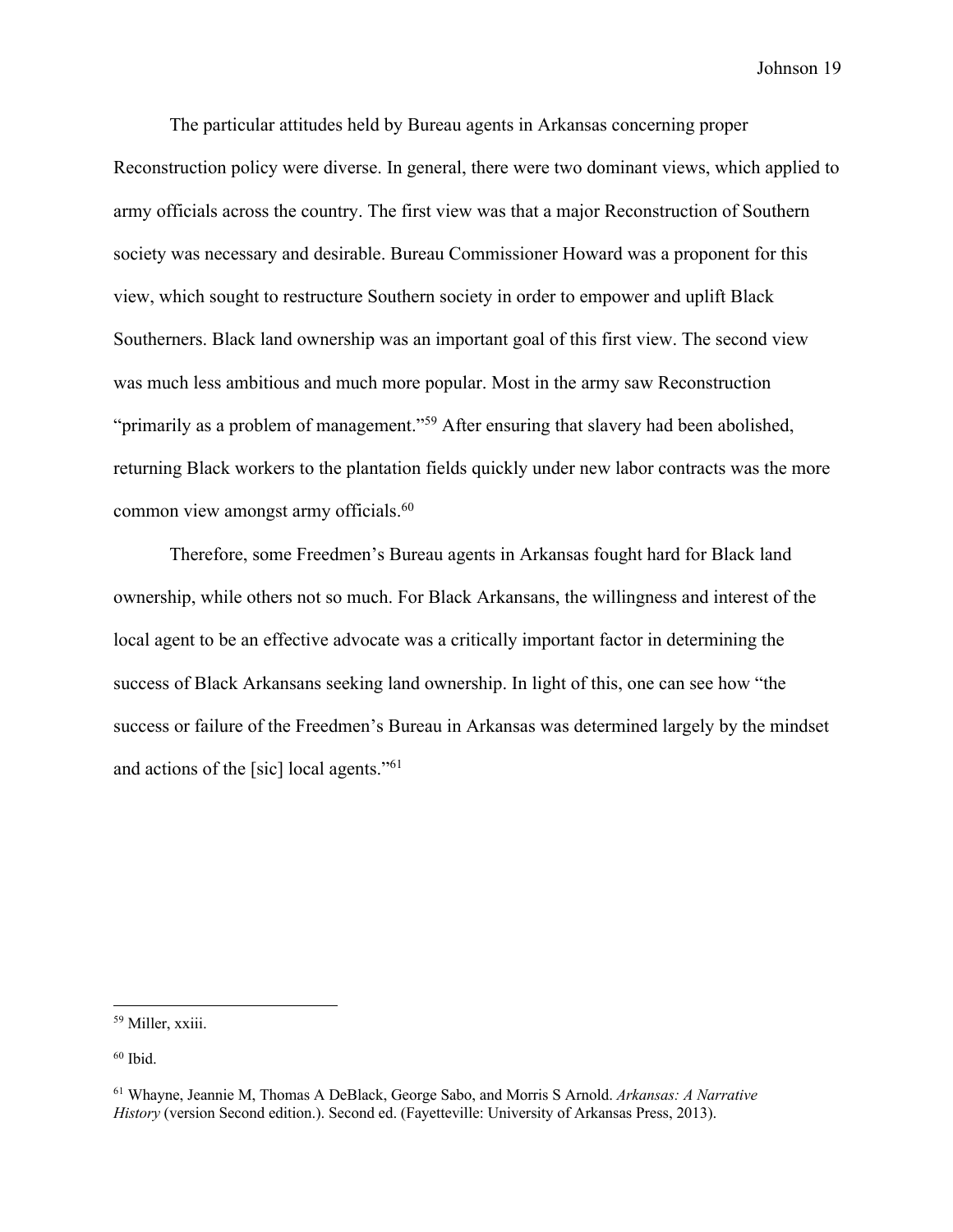The particular attitudes held by Bureau agents in Arkansas concerning proper Reconstruction policy were diverse. In general, there were two dominant views, which applied to army officials across the country. The first view was that a major Reconstruction of Southern society was necessary and desirable. Bureau Commissioner Howard was a proponent for this view, which sought to restructure Southern society in order to empower and uplift Black Southerners. Black land ownership was an important goal of this first view. The second view was much less ambitious and much more popular. Most in the army saw Reconstruction "primarily as a problem of management."[59] After ensuring that slavery had been abolished, returning Black workers to the plantation fields quickly under new labor contracts was the more common view amongst army officials.[60]

Therefore, some Freedmen's Bureau agents in Arkansas fought hard for Black land ownership, while others not so much. For Black Arkansans, the willingness and interest of the local agent to be an effective advocate was a critically important factor in determining the success of Black Arkansans seeking land ownership. In light of this, one can see how "the success or failure of the Freedmen's Bureau in Arkansas was determined largely by the mindset and actions of the [sic] local agents."[61]

---

[59] Miller, xxiii.

[60] Ibid.

[61] Whayne, Jeannie M, Thomas A DeBlack, George Sabo, and Morris S Arnold. *Arkansas: A Narrative History* (version Second edition.). Second ed. (Fayetteville: University of Arkansas Press, 2013).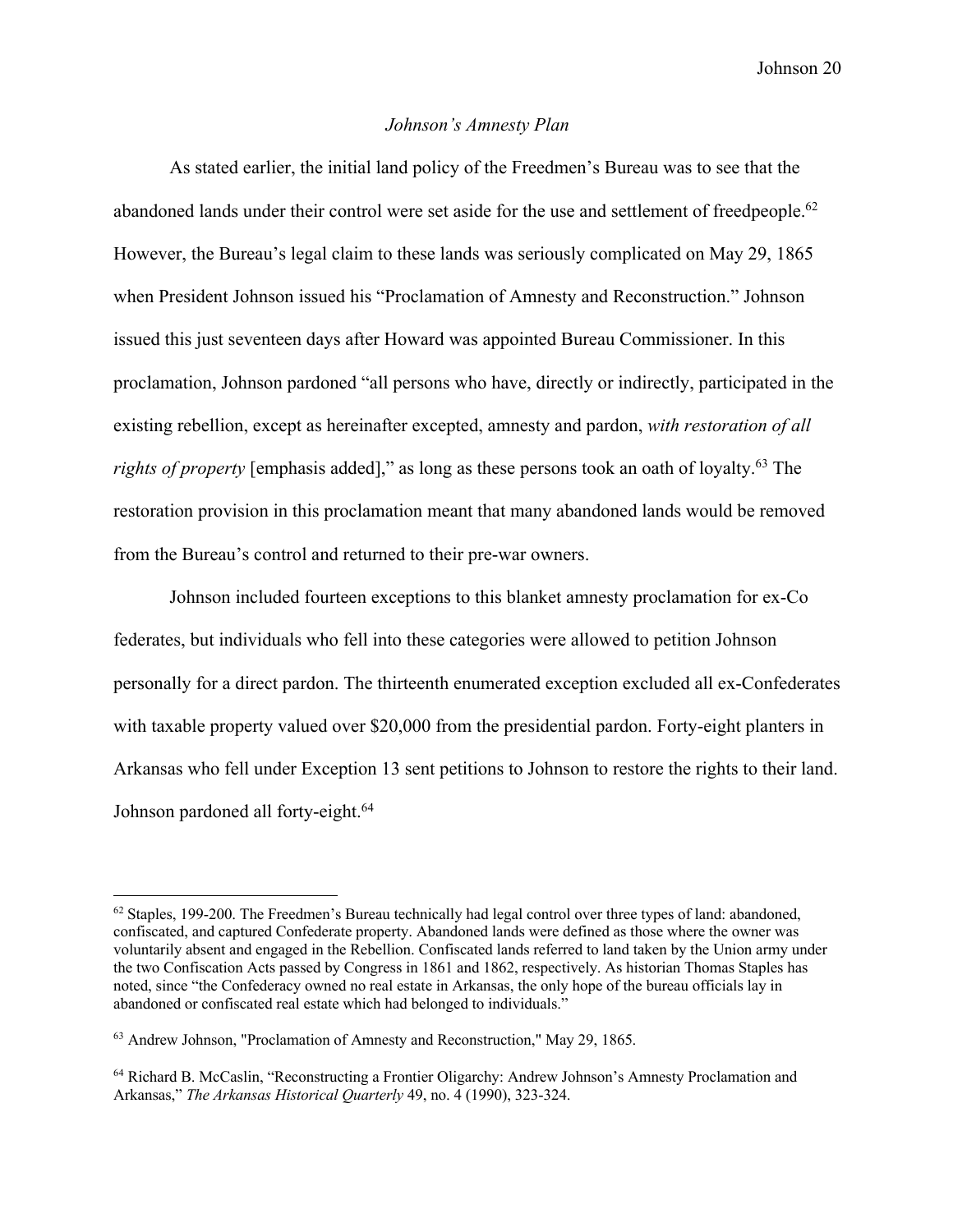*Johnson's Amnesty Plan*

As stated earlier, the initial land policy of the Freedmen's Bureau was to see that the abandoned lands under their control were set aside for the use and settlement of freedpeople.[62] However, the Bureau's legal claim to these lands was seriously complicated on May 29, 1865 when President Johnson issued his "Proclamation of Amnesty and Reconstruction." Johnson issued this just seventeen days after Howard was appointed Bureau Commissioner. In this proclamation, Johnson pardoned "all persons who have, directly or indirectly, participated in the existing rebellion, except as hereinafter excepted, amnesty and pardon, *with restoration of all rights of property* [emphasis added]," as long as these persons took an oath of loyalty.[63] The restoration provision in this proclamation meant that many abandoned lands would be removed from the Bureau's control and returned to their pre-war owners.

Johnson included fourteen exceptions to this blanket amnesty proclamation for ex-Co federates, but individuals who fell into these categories were allowed to petition Johnson personally for a direct pardon. The thirteenth enumerated exception excluded all ex-Confederates with taxable property valued over $20,000 from the presidential pardon. Forty-eight planters in Arkansas who fell under Exception 13 sent petitions to Johnson to restore the rights to their land. Johnson pardoned all forty-eight.[64]

---

[62] Staples, 199-200. The Freedmen's Bureau technically had legal control over three types of land: abandoned, confiscated, and captured Confederate property. Abandoned lands were defined as those where the owner was voluntarily absent and engaged in the Rebellion. Confiscated lands referred to land taken by the Union army under the two Confiscation Acts passed by Congress in 1861 and 1862, respectively. As historian Thomas Staples has noted, since "the Confederacy owned no real estate in Arkansas, the only hope of the bureau officials lay in abandoned or confiscated real estate which had belonged to individuals."

[63] Andrew Johnson, "Proclamation of Amnesty and Reconstruction," May 29, 1865.

[64] Richard B. McCaslin, "Reconstructing a Frontier Oligarchy: Andrew Johnson's Amnesty Proclamation and Arkansas," *The Arkansas Historical Quarterly* 49, no. 4 (1990), 323-324.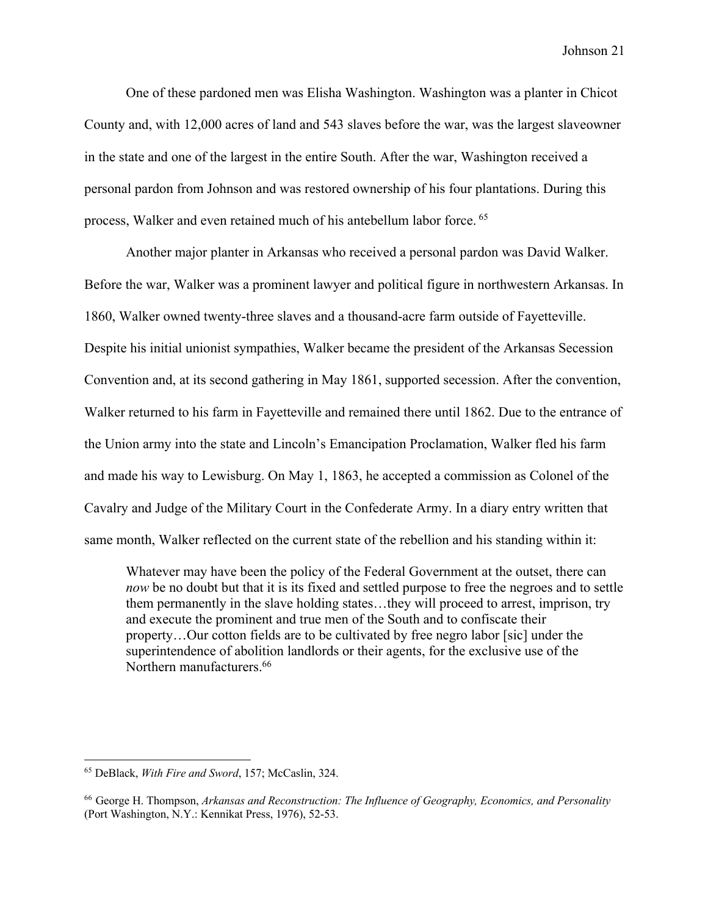One of these pardoned men was Elisha Washington. Washington was a planter in Chicot County and, with 12,000 acres of land and 543 slaves before the war, was the largest slaveowner in the state and one of the largest in the entire South. After the war, Washington received a personal pardon from Johnson and was restored ownership of his four plantations. During this process, Walker and even retained much of his antebellum labor force. [65]

Another major planter in Arkansas who received a personal pardon was David Walker. Before the war, Walker was a prominent lawyer and political figure in northwestern Arkansas. In 1860, Walker owned twenty-three slaves and a thousand-acre farm outside of Fayetteville. Despite his initial unionist sympathies, Walker became the president of the Arkansas Secession Convention and, at its second gathering in May 1861, supported secession. After the convention, Walker returned to his farm in Fayetteville and remained there until 1862. Due to the entrance of the Union army into the state and Lincoln's Emancipation Proclamation, Walker fled his farm and made his way to Lewisburg. On May 1, 1863, he accepted a commission as Colonel of the Cavalry and Judge of the Military Court in the Confederate Army. In a diary entry written that same month, Walker reflected on the current state of the rebellion and his standing within it:

> Whatever may have been the policy of the Federal Government at the outset, there can *now* be no doubt but that it is its fixed and settled purpose to free the negroes and to settle them permanently in the slave holding states…they will proceed to arrest, imprison, try and execute the prominent and true men of the South and to confiscate their property…Our cotton fields are to be cultivated by free negro labor [sic] under the superintendence of abolition landlords or their agents, for the exclusive use of the Northern manufacturers.[66]

---

[65] DeBlack, *With Fire and Sword*, 157; McCaslin, 324.

[66] George H. Thompson, *Arkansas and Reconstruction: The Influence of Geography, Economics, and Personality* (Port Washington, N.Y.: Kennikat Press, 1976), 52-53.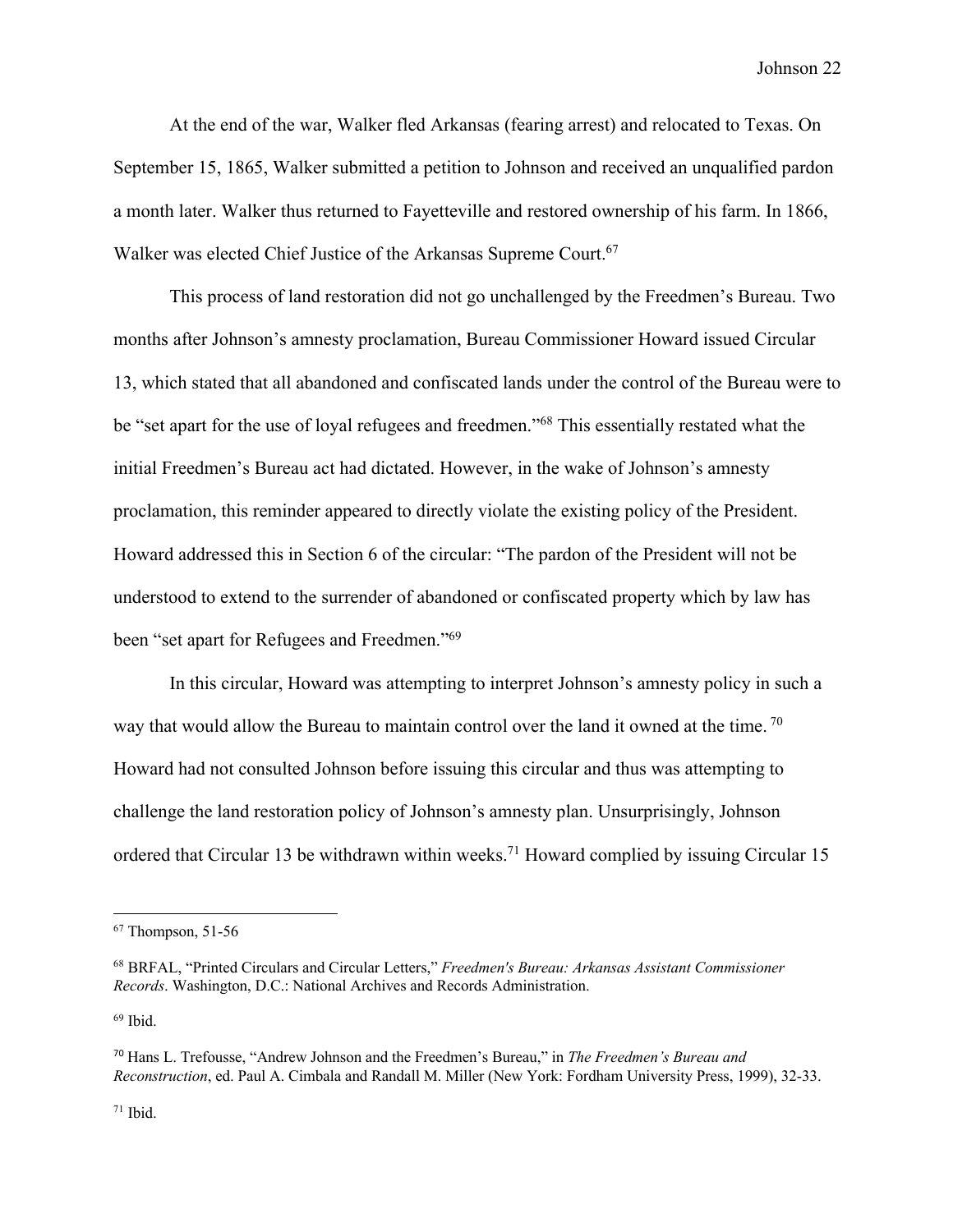At the end of the war, Walker fled Arkansas (fearing arrest) and relocated to Texas. On September 15, 1865, Walker submitted a petition to Johnson and received an unqualified pardon a month later. Walker thus returned to Fayetteville and restored ownership of his farm. In 1866, Walker was elected Chief Justice of the Arkansas Supreme Court.[67]

This process of land restoration did not go unchallenged by the Freedmen's Bureau. Two months after Johnson's amnesty proclamation, Bureau Commissioner Howard issued Circular 13, which stated that all abandoned and confiscated lands under the control of the Bureau were to be "set apart for the use of loyal refugees and freedmen."[68] This essentially restated what the initial Freedmen's Bureau act had dictated. However, in the wake of Johnson's amnesty proclamation, this reminder appeared to directly violate the existing policy of the President. Howard addressed this in Section 6 of the circular: "The pardon of the President will not be understood to extend to the surrender of abandoned or confiscated property which by law has been "set apart for Refugees and Freedmen."[69]

In this circular, Howard was attempting to interpret Johnson's amnesty policy in such a way that would allow the Bureau to maintain control over the land it owned at the time.[70] Howard had not consulted Johnson before issuing this circular and thus was attempting to challenge the land restoration policy of Johnson's amnesty plan. Unsurprisingly, Johnson ordered that Circular 13 be withdrawn within weeks.[71] Howard complied by issuing Circular 15

---

[67] Thompson, 51-56

[68] BRFAL, "Printed Circulars and Circular Letters," *Freedmen's Bureau: Arkansas Assistant Commissioner Records*. Washington, D.C.: National Archives and Records Administration.

[69] Ibid.

[70] Hans L. Trefousse, "Andrew Johnson and the Freedmen's Bureau," in *The Freedmen's Bureau and Reconstruction*, ed. Paul A. Cimbala and Randall M. Miller (New York: Fordham University Press, 1999), 32-33.

[71] Ibid.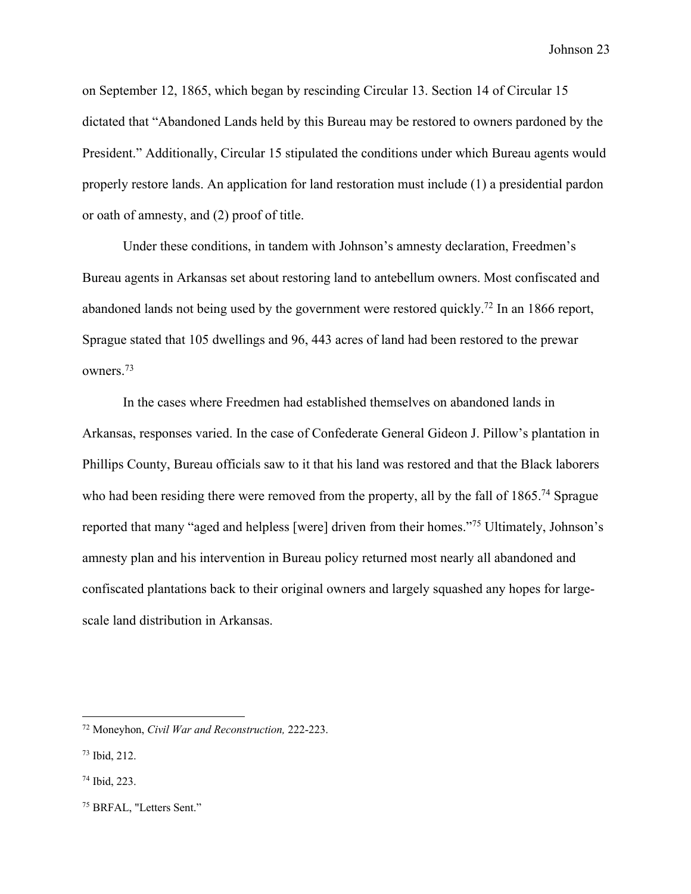on September 12, 1865, which began by rescinding Circular 13. Section 14 of Circular 15 dictated that "Abandoned Lands held by this Bureau may be restored to owners pardoned by the President." Additionally, Circular 15 stipulated the conditions under which Bureau agents would properly restore lands. An application for land restoration must include (1) a presidential pardon or oath of amnesty, and (2) proof of title.

Under these conditions, in tandem with Johnson's amnesty declaration, Freedmen's Bureau agents in Arkansas set about restoring land to antebellum owners. Most confiscated and abandoned lands not being used by the government were restored quickly.[72] In an 1866 report, Sprague stated that 105 dwellings and 96, 443 acres of land had been restored to the prewar owners.[73]

In the cases where Freedmen had established themselves on abandoned lands in Arkansas, responses varied. In the case of Confederate General Gideon J. Pillow's plantation in Phillips County, Bureau officials saw to it that his land was restored and that the Black laborers who had been residing there were removed from the property, all by the fall of 1865.[74] Sprague reported that many "aged and helpless [were] driven from their homes."[75] Ultimately, Johnson's amnesty plan and his intervention in Bureau policy returned most nearly all abandoned and confiscated plantations back to their original owners and largely squashed any hopes for large-scale land distribution in Arkansas.

---

[72] Moneyhon, *Civil War and Reconstruction,* 222-223.

[73] Ibid, 212.

[74] Ibid, 223.

[75] BRFAL, "Letters Sent."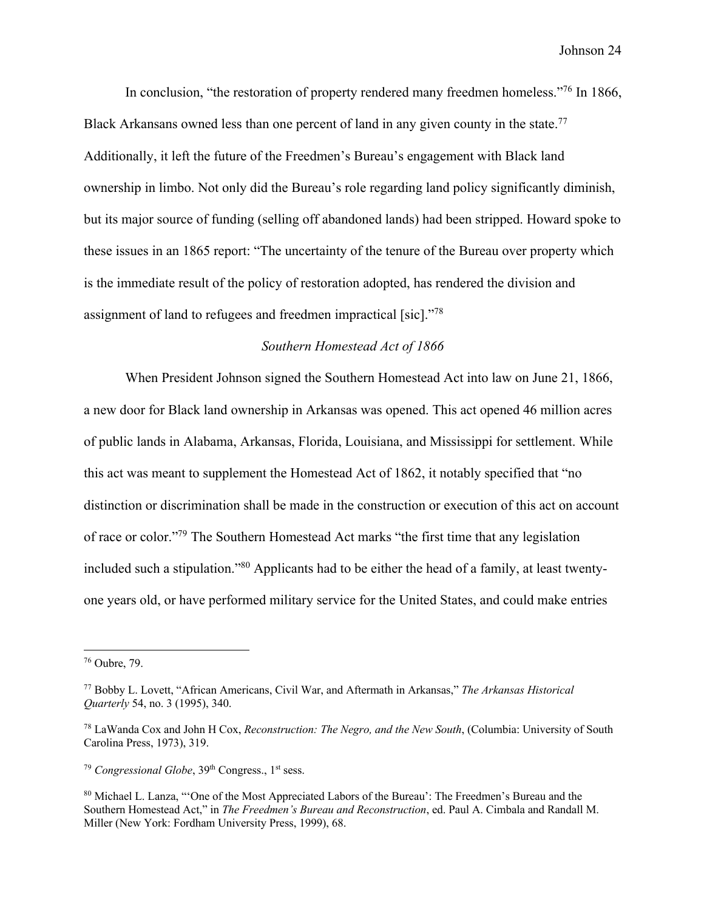In conclusion, "the restoration of property rendered many freedmen homeless."[76] In 1866, Black Arkansans owned less than one percent of land in any given county in the state.[77] Additionally, it left the future of the Freedmen's Bureau's engagement with Black land ownership in limbo. Not only did the Bureau's role regarding land policy significantly diminish, but its major source of funding (selling off abandoned lands) had been stripped. Howard spoke to these issues in an 1865 report: "The uncertainty of the tenure of the Bureau over property which is the immediate result of the policy of restoration adopted, has rendered the division and assignment of land to refugees and freedmen impractical [sic]."[78]

### *Southern Homestead Act of 1866*

When President Johnson signed the Southern Homestead Act into law on June 21, 1866, a new door for Black land ownership in Arkansas was opened. This act opened 46 million acres of public lands in Alabama, Arkansas, Florida, Louisiana, and Mississippi for settlement. While this act was meant to supplement the Homestead Act of 1862, it notably specified that "no distinction or discrimination shall be made in the construction or execution of this act on account of race or color."[79] The Southern Homestead Act marks "the first time that any legislation included such a stipulation."[80] Applicants had to be either the head of a family, at least twenty-one years old, or have performed military service for the United States, and could make entries

---

[76] Oubre, 79.

[77] Bobby L. Lovett, "African Americans, Civil War, and Aftermath in Arkansas," *The Arkansas Historical Quarterly* 54, no. 3 (1995), 340.

[78] LaWanda Cox and John H Cox, *Reconstruction: The Negro, and the New South*, (Columbia: University of South Carolina Press, 1973), 319.

[79] *Congressional Globe*, 39th Congress., 1st sess.

[80] Michael L. Lanza, "'One of the Most Appreciated Labors of the Bureau': The Freedmen's Bureau and the Southern Homestead Act," in *The Freedmen's Bureau and Reconstruction*, ed. Paul A. Cimbala and Randall M. Miller (New York: Fordham University Press, 1999), 68.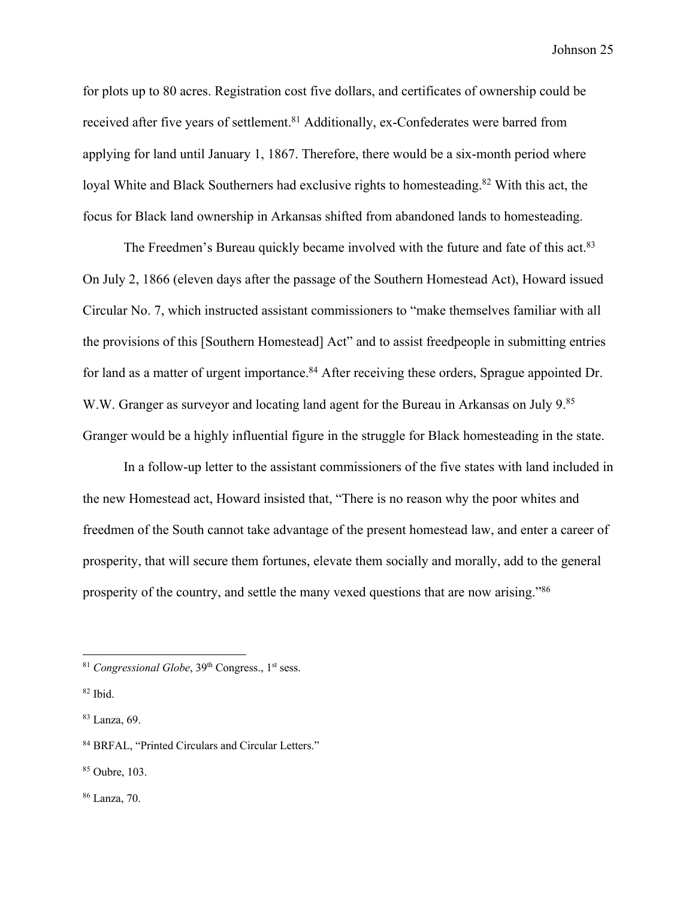for plots up to 80 acres. Registration cost five dollars, and certificates of ownership could be received after five years of settlement.[81] Additionally, ex-Confederates were barred from applying for land until January 1, 1867. Therefore, there would be a six-month period where loyal White and Black Southerners had exclusive rights to homesteading.[82] With this act, the focus for Black land ownership in Arkansas shifted from abandoned lands to homesteading.

The Freedmen's Bureau quickly became involved with the future and fate of this act.[83] On July 2, 1866 (eleven days after the passage of the Southern Homestead Act), Howard issued Circular No. 7, which instructed assistant commissioners to "make themselves familiar with all the provisions of this [Southern Homestead] Act" and to assist freedpeople in submitting entries for land as a matter of urgent importance.[84] After receiving these orders, Sprague appointed Dr. W.W. Granger as surveyor and locating land agent for the Bureau in Arkansas on July 9.[85] Granger would be a highly influential figure in the struggle for Black homesteading in the state.

In a follow-up letter to the assistant commissioners of the five states with land included in the new Homestead act, Howard insisted that, "There is no reason why the poor whites and freedmen of the South cannot take advantage of the present homestead law, and enter a career of prosperity, that will secure them fortunes, elevate them socially and morally, add to the general prosperity of the country, and settle the many vexed questions that are now arising."[86]

---

[81] *Congressional Globe*, 39th Congress., 1st sess.

[82] Ibid.

[83] Lanza, 69.

[84] BRFAL, "Printed Circulars and Circular Letters."

[85] Oubre, 103.

[86] Lanza, 70.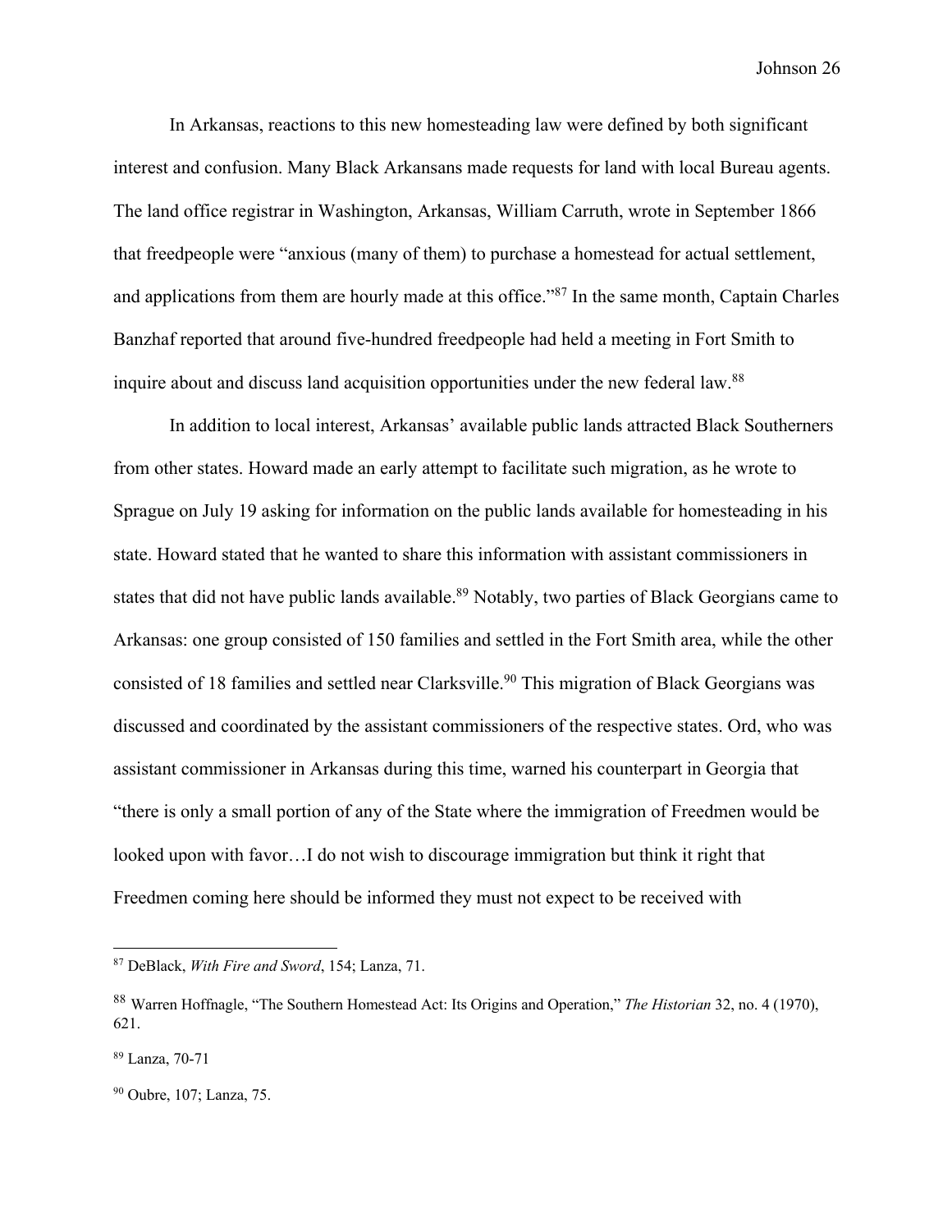In Arkansas, reactions to this new homesteading law were defined by both significant interest and confusion. Many Black Arkansans made requests for land with local Bureau agents. The land office registrar in Washington, Arkansas, William Carruth, wrote in September 1866 that freedpeople were "anxious (many of them) to purchase a homestead for actual settlement, and applications from them are hourly made at this office."[87] In the same month, Captain Charles Banzhaf reported that around five-hundred freedpeople had held a meeting in Fort Smith to inquire about and discuss land acquisition opportunities under the new federal law.[88]

In addition to local interest, Arkansas' available public lands attracted Black Southerners from other states. Howard made an early attempt to facilitate such migration, as he wrote to Sprague on July 19 asking for information on the public lands available for homesteading in his state. Howard stated that he wanted to share this information with assistant commissioners in states that did not have public lands available.[89] Notably, two parties of Black Georgians came to Arkansas: one group consisted of 150 families and settled in the Fort Smith area, while the other consisted of 18 families and settled near Clarksville.[90] This migration of Black Georgians was discussed and coordinated by the assistant commissioners of the respective states. Ord, who was assistant commissioner in Arkansas during this time, warned his counterpart in Georgia that "there is only a small portion of any of the State where the immigration of Freedmen would be looked upon with favor…I do not wish to discourage immigration but think it right that Freedmen coming here should be informed they must not expect to be received with

---

[87] DeBlack, *With Fire and Sword*, 154; Lanza, 71.

[88] Warren Hoffnagle, "The Southern Homestead Act: Its Origins and Operation," *The Historian* 32, no. 4 (1970), 621.

[89] Lanza, 70-71

[90] Oubre, 107; Lanza, 75.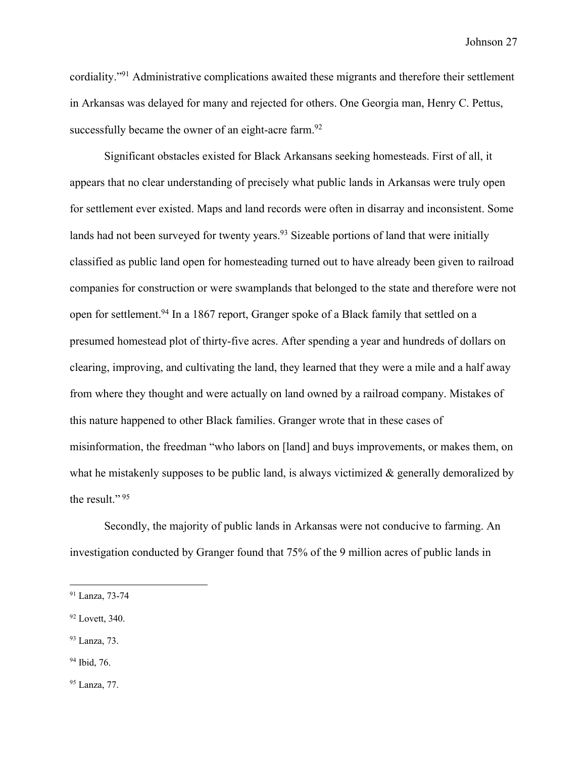cordiality."[91] Administrative complications awaited these migrants and therefore their settlement in Arkansas was delayed for many and rejected for others. One Georgia man, Henry C. Pettus, successfully became the owner of an eight-acre farm.[92]

Significant obstacles existed for Black Arkansans seeking homesteads. First of all, it appears that no clear understanding of precisely what public lands in Arkansas were truly open for settlement ever existed. Maps and land records were often in disarray and inconsistent. Some lands had not been surveyed for twenty years.[93] Sizeable portions of land that were initially classified as public land open for homesteading turned out to have already been given to railroad companies for construction or were swamplands that belonged to the state and therefore were not open for settlement.[94] In a 1867 report, Granger spoke of a Black family that settled on a presumed homestead plot of thirty-five acres. After spending a year and hundreds of dollars on clearing, improving, and cultivating the land, they learned that they were a mile and a half away from where they thought and were actually on land owned by a railroad company. Mistakes of this nature happened to other Black families. Granger wrote that in these cases of misinformation, the freedman "who labors on [land] and buys improvements, or makes them, on what he mistakenly supposes to be public land, is always victimized & generally demoralized by the result." [95]

Secondly, the majority of public lands in Arkansas were not conducive to farming. An investigation conducted by Granger found that 75% of the 9 million acres of public lands in

---

[91] Lanza, 73-74

[92] Lovett, 340.

[93] Lanza, 73.

[94] Ibid, 76.

[95] Lanza, 77.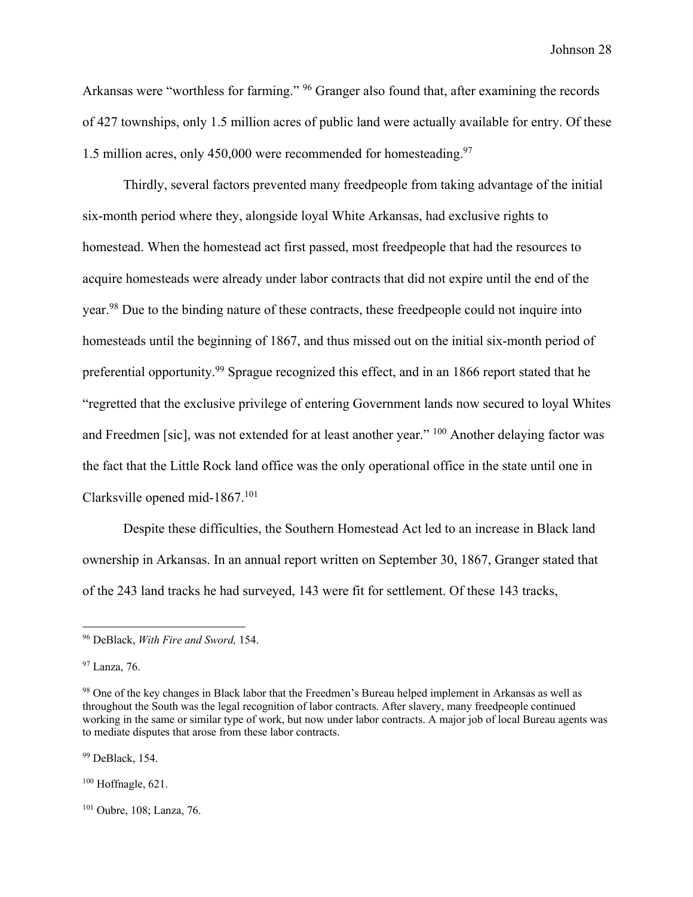Arkansas were "worthless for farming." [96] Granger also found that, after examining the records of 427 townships, only 1.5 million acres of public land were actually available for entry. Of these 1.5 million acres, only 450,000 were recommended for homesteading.[97]

Thirdly, several factors prevented many freedpeople from taking advantage of the initial six-month period where they, alongside loyal White Arkansas, had exclusive rights to homestead. When the homestead act first passed, most freedpeople that had the resources to acquire homesteads were already under labor contracts that did not expire until the end of the year.[98] Due to the binding nature of these contracts, these freedpeople could not inquire into homesteads until the beginning of 1867, and thus missed out on the initial six-month period of preferential opportunity.[99] Sprague recognized this effect, and in an 1866 report stated that he "regretted that the exclusive privilege of entering Government lands now secured to loyal Whites and Freedmen [sic], was not extended for at least another year." [100] Another delaying factor was the fact that the Little Rock land office was the only operational office in the state until one in Clarksville opened mid-1867.[101]

Despite these difficulties, the Southern Homestead Act led to an increase in Black land ownership in Arkansas. In an annual report written on September 30, 1867, Granger stated that of the 243 land tracks he had surveyed, 143 were fit for settlement. Of these 143 tracks,

---

[96] DeBlack, *With Fire and Sword,* 154.

[97] Lanza, 76.

[98] One of the key changes in Black labor that the Freedmen's Bureau helped implement in Arkansas as well as throughout the South was the legal recognition of labor contracts. After slavery, many freedpeople continued working in the same or similar type of work, but now under labor contracts. A major job of local Bureau agents was to mediate disputes that arose from these labor contracts.

[99] DeBlack, 154.

[100] Hoffnagle, 621.

[101] Oubre, 108; Lanza, 76.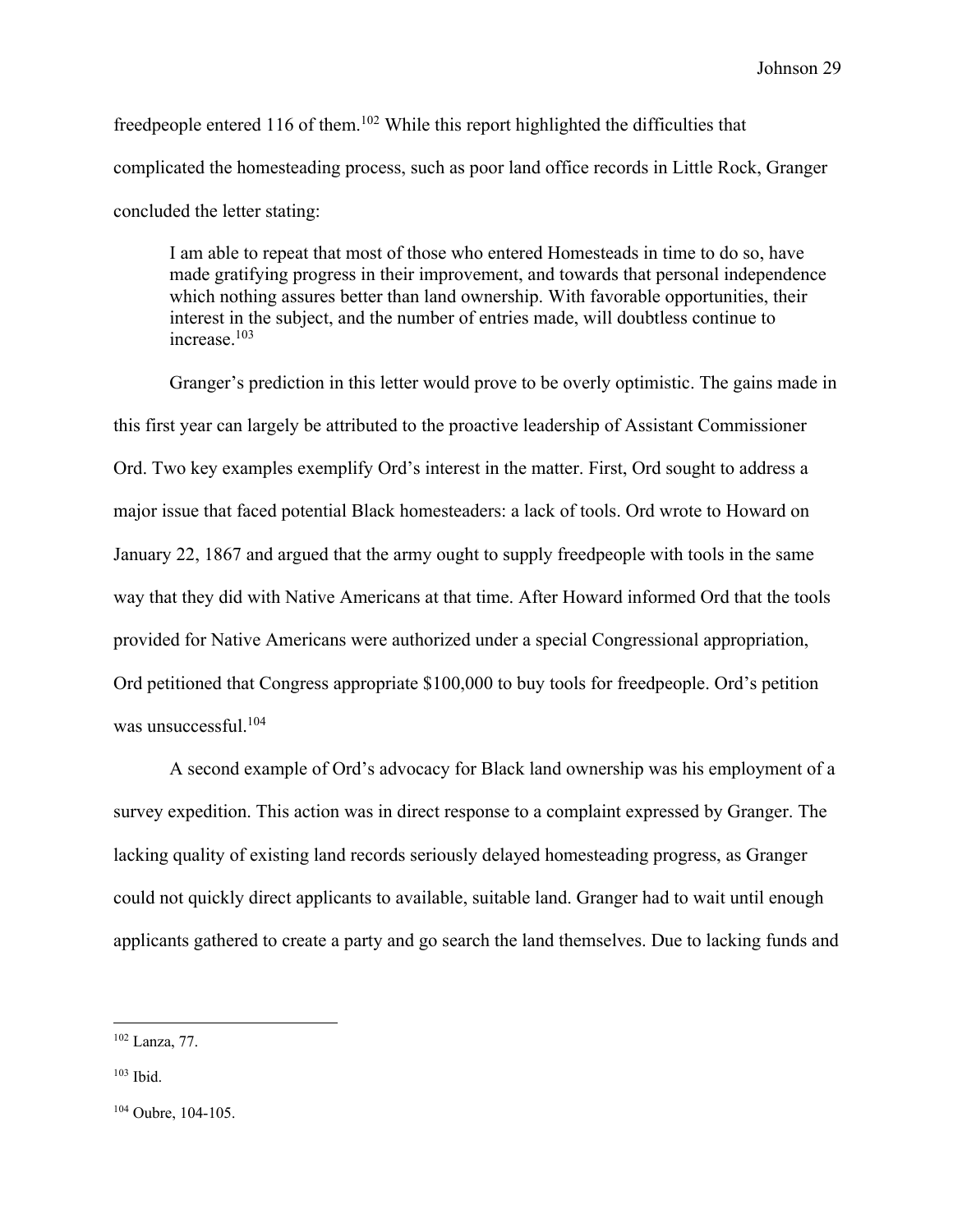freedpeople entered 116 of them.[102] While this report highlighted the difficulties that complicated the homesteading process, such as poor land office records in Little Rock, Granger concluded the letter stating:

> I am able to repeat that most of those who entered Homesteads in time to do so, have made gratifying progress in their improvement, and towards that personal independence which nothing assures better than land ownership. With favorable opportunities, their interest in the subject, and the number of entries made, will doubtless continue to increase.[103]

Granger's prediction in this letter would prove to be overly optimistic. The gains made in this first year can largely be attributed to the proactive leadership of Assistant Commissioner Ord. Two key examples exemplify Ord's interest in the matter. First, Ord sought to address a major issue that faced potential Black homesteaders: a lack of tools. Ord wrote to Howard on January 22, 1867 and argued that the army ought to supply freedpeople with tools in the same way that they did with Native Americans at that time. After Howard informed Ord that the tools provided for Native Americans were authorized under a special Congressional appropriation, Ord petitioned that Congress appropriate $100,000 to buy tools for freedpeople. Ord's petition was unsuccessful.[104]

A second example of Ord's advocacy for Black land ownership was his employment of a survey expedition. This action was in direct response to a complaint expressed by Granger. The lacking quality of existing land records seriously delayed homesteading progress, as Granger could not quickly direct applicants to available, suitable land. Granger had to wait until enough applicants gathered to create a party and go search the land themselves. Due to lacking funds and

---

[102] Lanza, 77.

[103] Ibid.

[104] Oubre, 104-105.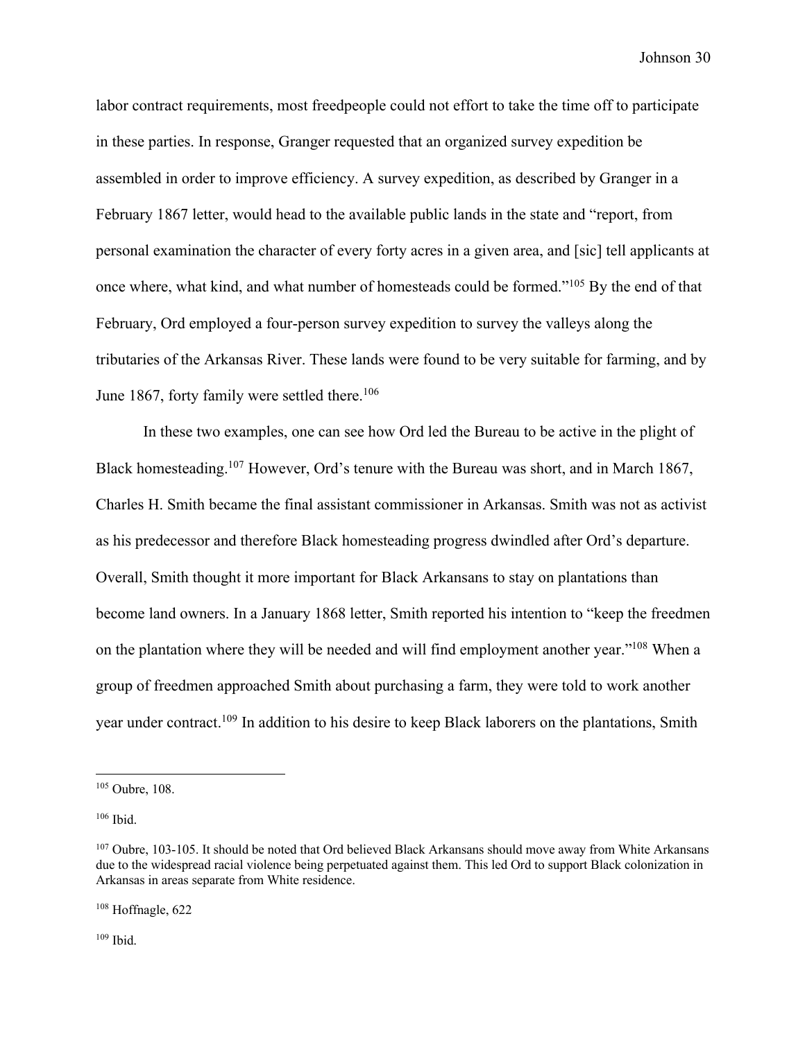labor contract requirements, most freedpeople could not effort to take the time off to participate in these parties. In response, Granger requested that an organized survey expedition be assembled in order to improve efficiency. A survey expedition, as described by Granger in a February 1867 letter, would head to the available public lands in the state and "report, from personal examination the character of every forty acres in a given area, and [sic] tell applicants at once where, what kind, and what number of homesteads could be formed."[105] By the end of that February, Ord employed a four-person survey expedition to survey the valleys along the tributaries of the Arkansas River. These lands were found to be very suitable for farming, and by June 1867, forty family were settled there.[106]

In these two examples, one can see how Ord led the Bureau to be active in the plight of Black homesteading.[107] However, Ord's tenure with the Bureau was short, and in March 1867, Charles H. Smith became the final assistant commissioner in Arkansas. Smith was not as activist as his predecessor and therefore Black homesteading progress dwindled after Ord's departure. Overall, Smith thought it more important for Black Arkansans to stay on plantations than become land owners. In a January 1868 letter, Smith reported his intention to "keep the freedmen on the plantation where they will be needed and will find employment another year."[108] When a group of freedmen approached Smith about purchasing a farm, they were told to work another year under contract.[109] In addition to his desire to keep Black laborers on the plantations, Smith

---

[105] Oubre, 108.

[106] Ibid.

[107] Oubre, 103-105. It should be noted that Ord believed Black Arkansans should move away from White Arkansans due to the widespread racial violence being perpetuated against them. This led Ord to support Black colonization in Arkansas in areas separate from White residence.

[108] Hoffnagle, 622

[109] Ibid.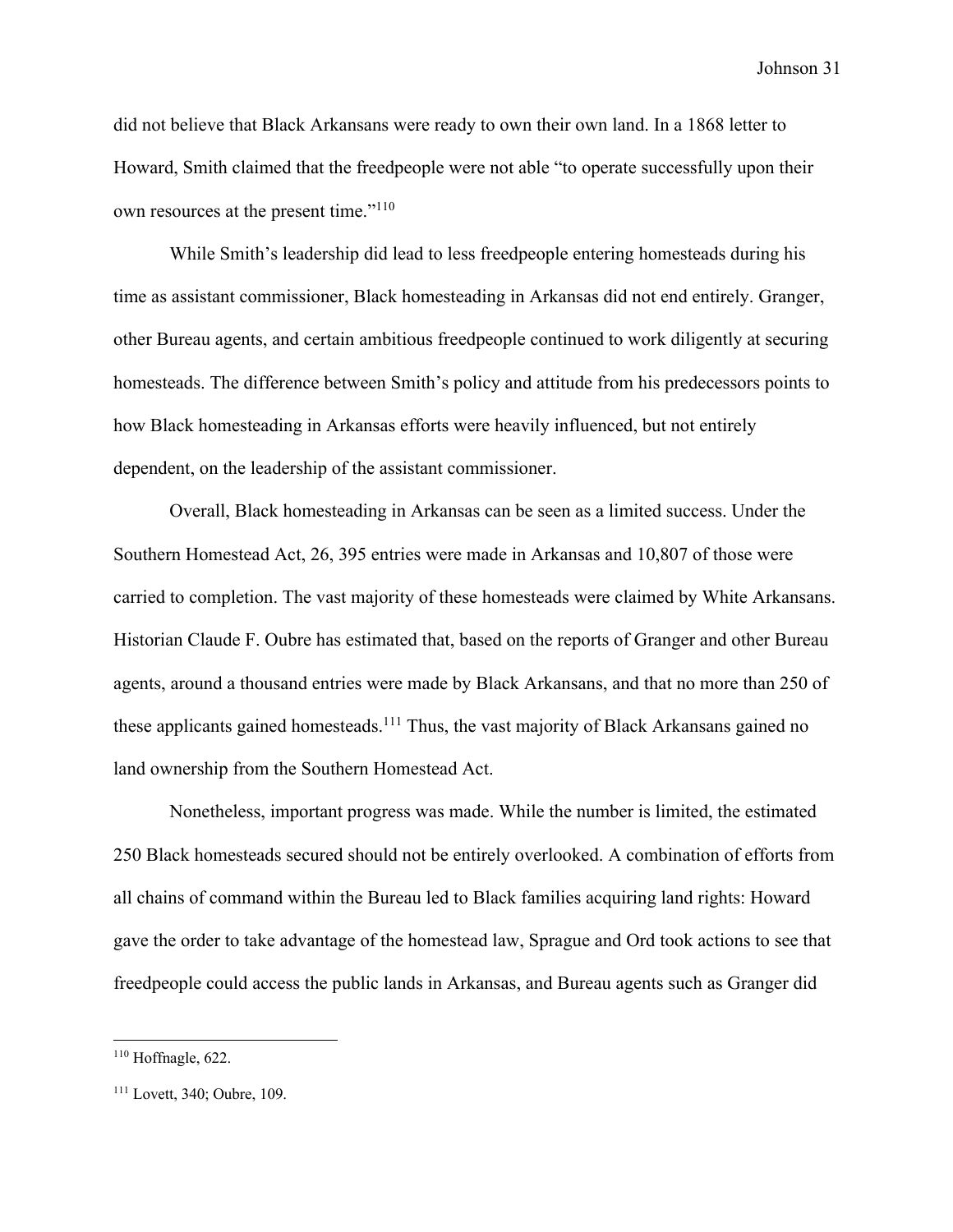did not believe that Black Arkansans were ready to own their own land. In a 1868 letter to Howard, Smith claimed that the freedpeople were not able "to operate successfully upon their own resources at the present time."[110]

While Smith's leadership did lead to less freedpeople entering homesteads during his time as assistant commissioner, Black homesteading in Arkansas did not end entirely. Granger, other Bureau agents, and certain ambitious freedpeople continued to work diligently at securing homesteads. The difference between Smith's policy and attitude from his predecessors points to how Black homesteading in Arkansas efforts were heavily influenced, but not entirely dependent, on the leadership of the assistant commissioner.

Overall, Black homesteading in Arkansas can be seen as a limited success. Under the Southern Homestead Act, 26, 395 entries were made in Arkansas and 10,807 of those were carried to completion. The vast majority of these homesteads were claimed by White Arkansans. Historian Claude F. Oubre has estimated that, based on the reports of Granger and other Bureau agents, around a thousand entries were made by Black Arkansans, and that no more than 250 of these applicants gained homesteads.[111] Thus, the vast majority of Black Arkansans gained no land ownership from the Southern Homestead Act.

Nonetheless, important progress was made. While the number is limited, the estimated 250 Black homesteads secured should not be entirely overlooked. A combination of efforts from all chains of command within the Bureau led to Black families acquiring land rights: Howard gave the order to take advantage of the homestead law, Sprague and Ord took actions to see that freedpeople could access the public lands in Arkansas, and Bureau agents such as Granger did

---

[110] Hoffnagle, 622.

[111] Lovett, 340; Oubre, 109.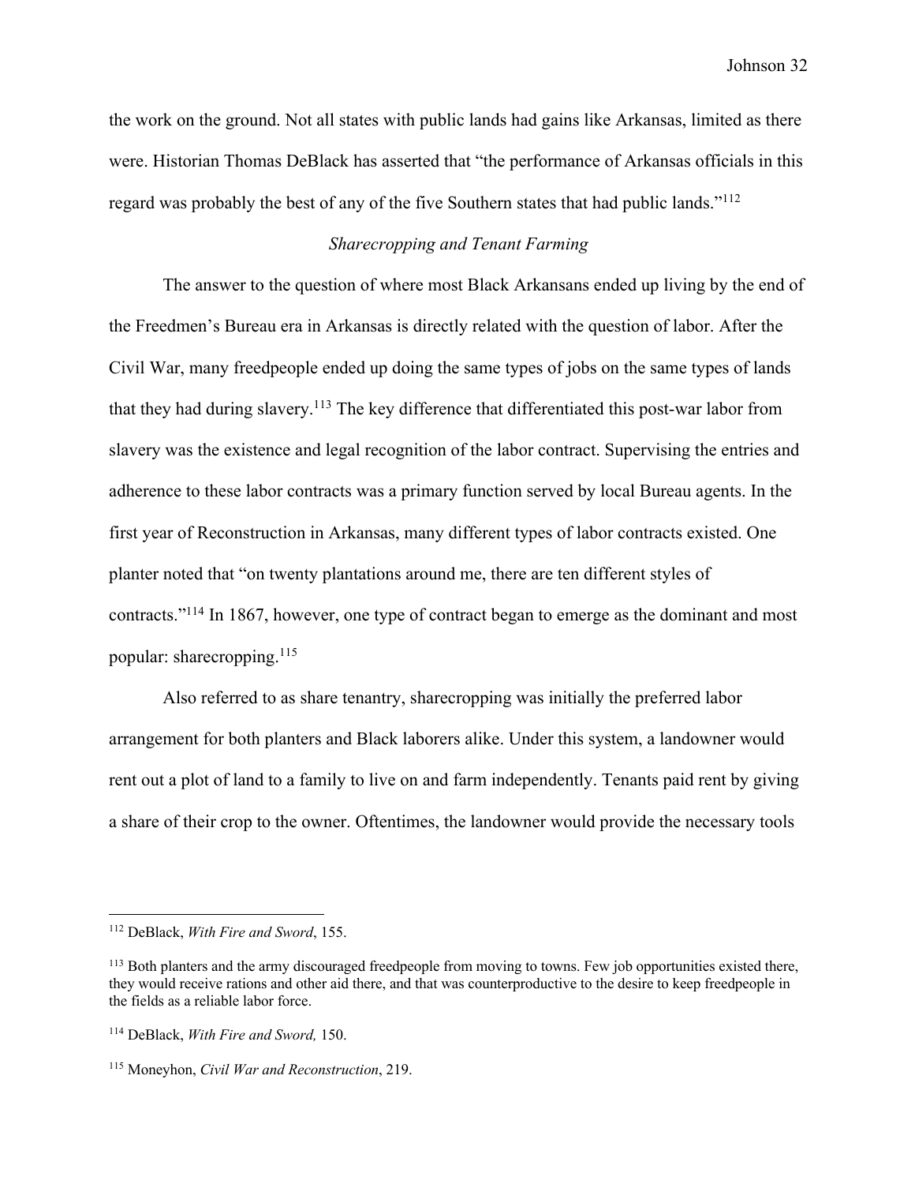the work on the ground. Not all states with public lands had gains like Arkansas, limited as there were. Historian Thomas DeBlack has asserted that "the performance of Arkansas officials in this regard was probably the best of any of the five Southern states that had public lands."[112]

### *Sharecropping and Tenant Farming*

The answer to the question of where most Black Arkansans ended up living by the end of the Freedmen's Bureau era in Arkansas is directly related with the question of labor. After the Civil War, many freedpeople ended up doing the same types of jobs on the same types of lands that they had during slavery.[113] The key difference that differentiated this post-war labor from slavery was the existence and legal recognition of the labor contract. Supervising the entries and adherence to these labor contracts was a primary function served by local Bureau agents. In the first year of Reconstruction in Arkansas, many different types of labor contracts existed. One planter noted that "on twenty plantations around me, there are ten different styles of contracts."[114] In 1867, however, one type of contract began to emerge as the dominant and most popular: sharecropping.[115]

Also referred to as share tenantry, sharecropping was initially the preferred labor arrangement for both planters and Black laborers alike. Under this system, a landowner would rent out a plot of land to a family to live on and farm independently. Tenants paid rent by giving a share of their crop to the owner. Oftentimes, the landowner would provide the necessary tools

---

[112] DeBlack, *With Fire and Sword*, 155.

[113] Both planters and the army discouraged freedpeople from moving to towns. Few job opportunities existed there, they would receive rations and other aid there, and that was counterproductive to the desire to keep freedpeople in the fields as a reliable labor force.

[114] DeBlack, *With Fire and Sword,* 150.

[115] Moneyhon, *Civil War and Reconstruction*, 219.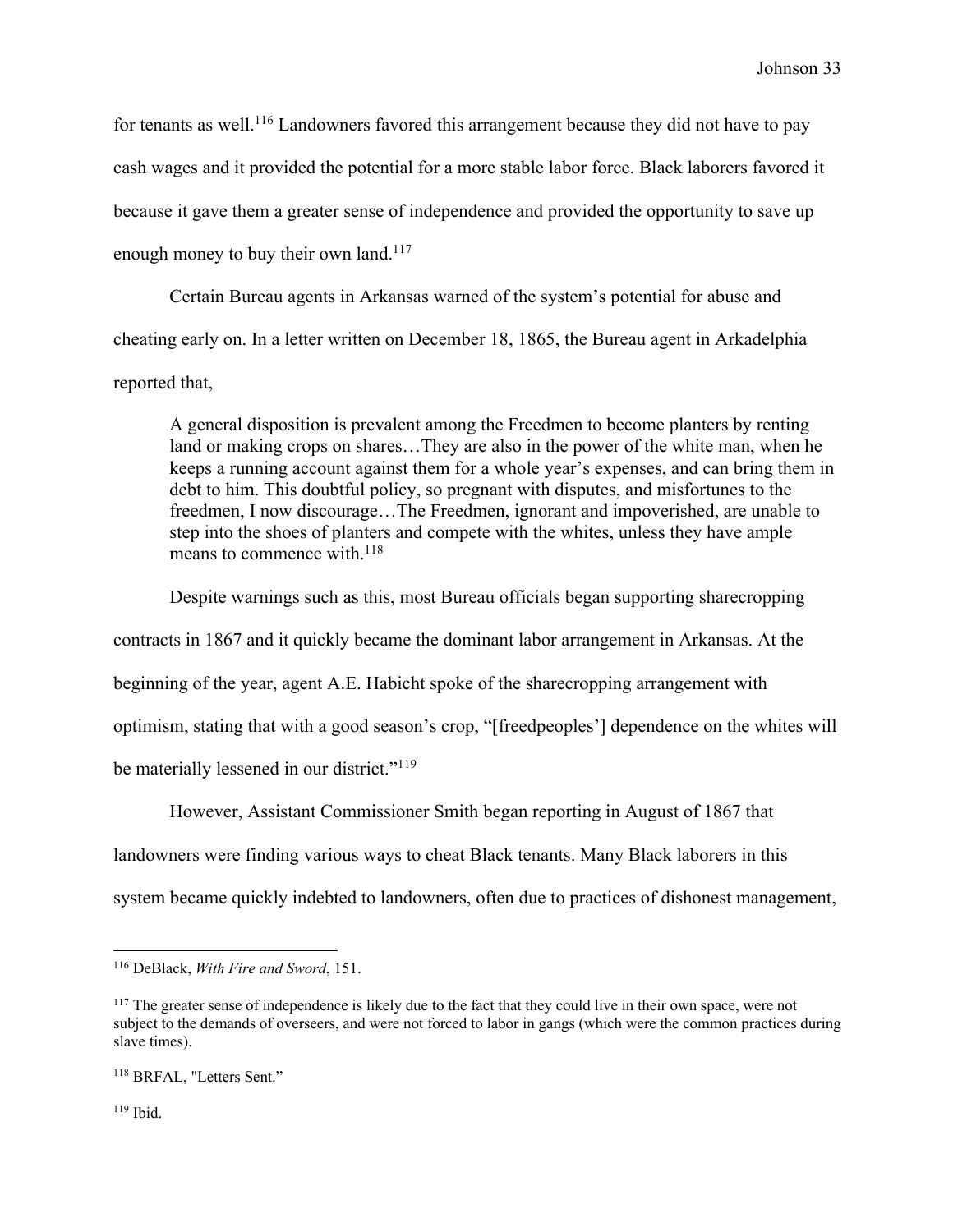for tenants as well.[116] Landowners favored this arrangement because they did not have to pay cash wages and it provided the potential for a more stable labor force. Black laborers favored it because it gave them a greater sense of independence and provided the opportunity to save up enough money to buy their own land.[117]

Certain Bureau agents in Arkansas warned of the system's potential for abuse and cheating early on. In a letter written on December 18, 1865, the Bureau agent in Arkadelphia reported that,

> A general disposition is prevalent among the Freedmen to become planters by renting land or making crops on shares…They are also in the power of the white man, when he keeps a running account against them for a whole year's expenses, and can bring them in debt to him. This doubtful policy, so pregnant with disputes, and misfortunes to the freedmen, I now discourage…The Freedmen, ignorant and impoverished, are unable to step into the shoes of planters and compete with the whites, unless they have ample means to commence with.[118]

Despite warnings such as this, most Bureau officials began supporting sharecropping contracts in 1867 and it quickly became the dominant labor arrangement in Arkansas. At the beginning of the year, agent A.E. Habicht spoke of the sharecropping arrangement with optimism, stating that with a good season's crop, "[freedpeoples'] dependence on the whites will be materially lessened in our district."[119]

However, Assistant Commissioner Smith began reporting in August of 1867 that landowners were finding various ways to cheat Black tenants. Many Black laborers in this system became quickly indebted to landowners, often due to practices of dishonest management,

---

[116] DeBlack, *With Fire and Sword*, 151.

[117] The greater sense of independence is likely due to the fact that they could live in their own space, were not subject to the demands of overseers, and were not forced to labor in gangs (which were the common practices during slave times).

[118] BRFAL, "Letters Sent."

[119] Ibid.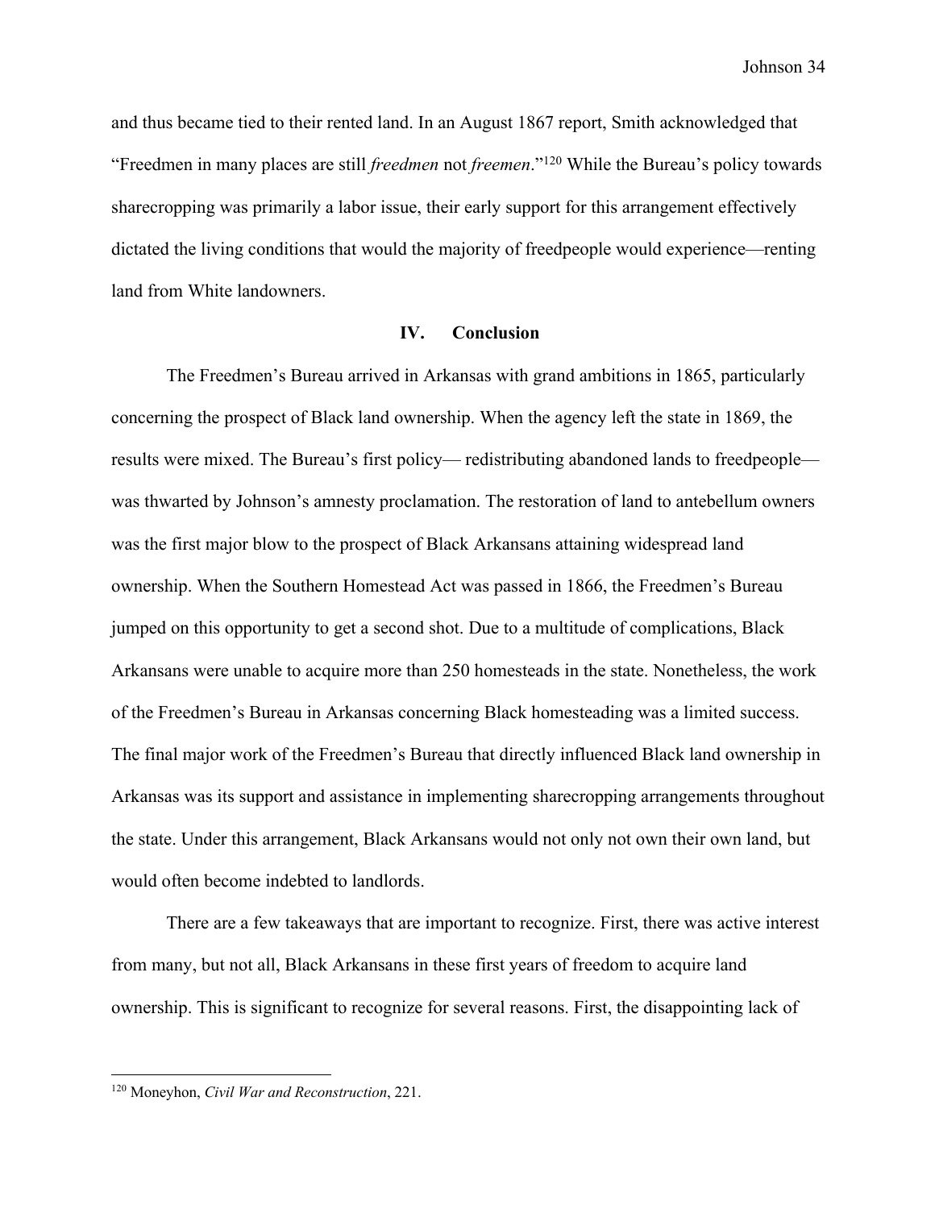and thus became tied to their rented land. In an August 1867 report, Smith acknowledged that "Freedmen in many places are still *freedmen* not *freemen*."[120] While the Bureau's policy towards sharecropping was primarily a labor issue, their early support for this arrangement effectively dictated the living conditions that would the majority of freedpeople would experience—renting land from White landowners.

## IV. Conclusion

The Freedmen's Bureau arrived in Arkansas with grand ambitions in 1865, particularly concerning the prospect of Black land ownership. When the agency left the state in 1869, the results were mixed. The Bureau's first policy— redistributing abandoned lands to freedpeople—was thwarted by Johnson's amnesty proclamation. The restoration of land to antebellum owners was the first major blow to the prospect of Black Arkansans attaining widespread land ownership. When the Southern Homestead Act was passed in 1866, the Freedmen's Bureau jumped on this opportunity to get a second shot. Due to a multitude of complications, Black Arkansans were unable to acquire more than 250 homesteads in the state. Nonetheless, the work of the Freedmen's Bureau in Arkansas concerning Black homesteading was a limited success. The final major work of the Freedmen's Bureau that directly influenced Black land ownership in Arkansas was its support and assistance in implementing sharecropping arrangements throughout the state. Under this arrangement, Black Arkansans would not only not own their own land, but would often become indebted to landlords.

There are a few takeaways that are important to recognize. First, there was active interest from many, but not all, Black Arkansans in these first years of freedom to acquire land ownership. This is significant to recognize for several reasons. First, the disappointing lack of

[120] Moneyhon, *Civil War and Reconstruction*, 221.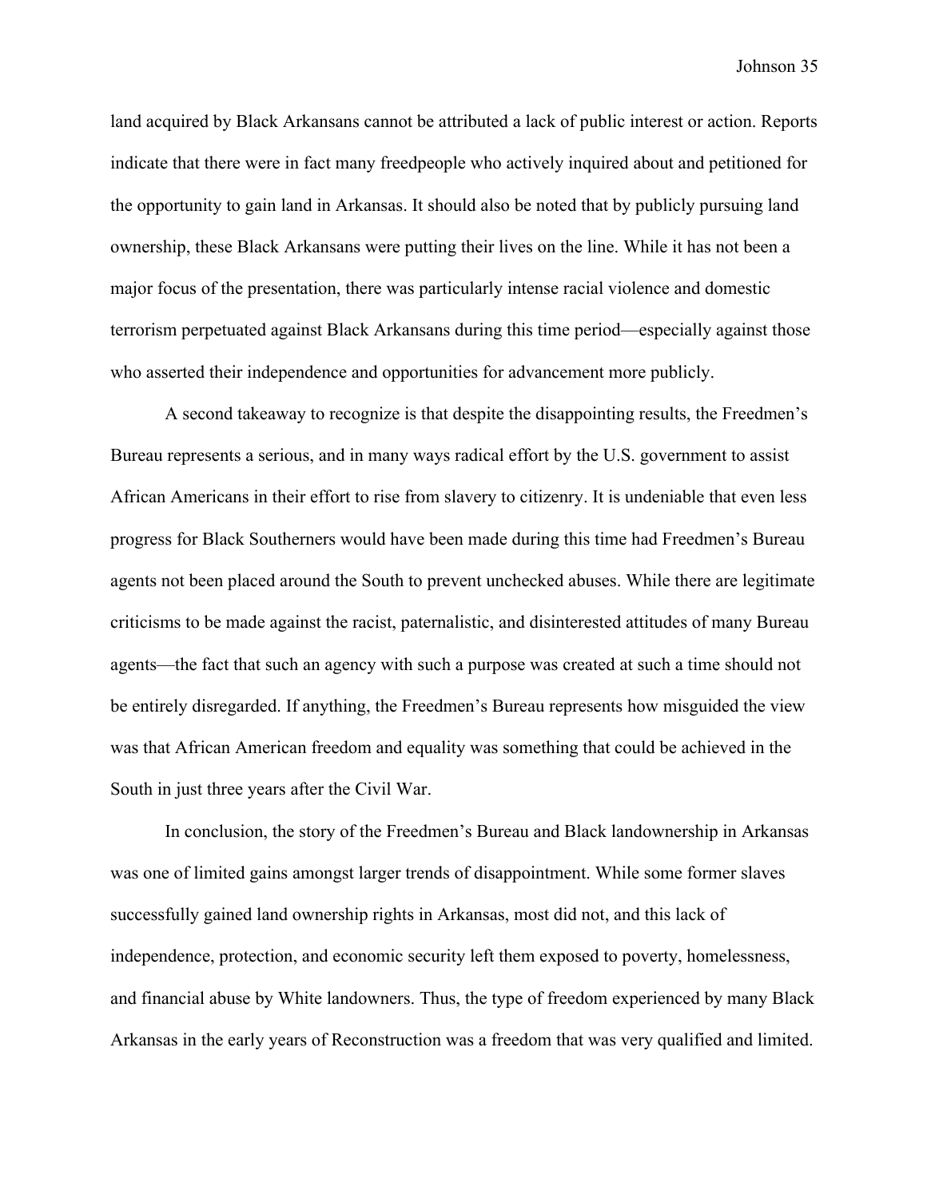land acquired by Black Arkansans cannot be attributed a lack of public interest or action. Reports indicate that there were in fact many freedpeople who actively inquired about and petitioned for the opportunity to gain land in Arkansas. It should also be noted that by publicly pursuing land ownership, these Black Arkansans were putting their lives on the line. While it has not been a major focus of the presentation, there was particularly intense racial violence and domestic terrorism perpetuated against Black Arkansans during this time period—especially against those who asserted their independence and opportunities for advancement more publicly.

A second takeaway to recognize is that despite the disappointing results, the Freedmen's Bureau represents a serious, and in many ways radical effort by the U.S. government to assist African Americans in their effort to rise from slavery to citizenry. It is undeniable that even less progress for Black Southerners would have been made during this time had Freedmen's Bureau agents not been placed around the South to prevent unchecked abuses. While there are legitimate criticisms to be made against the racist, paternalistic, and disinterested attitudes of many Bureau agents—the fact that such an agency with such a purpose was created at such a time should not be entirely disregarded. If anything, the Freedmen's Bureau represents how misguided the view was that African American freedom and equality was something that could be achieved in the South in just three years after the Civil War.

In conclusion, the story of the Freedmen's Bureau and Black landownership in Arkansas was one of limited gains amongst larger trends of disappointment. While some former slaves successfully gained land ownership rights in Arkansas, most did not, and this lack of independence, protection, and economic security left them exposed to poverty, homelessness, and financial abuse by White landowners. Thus, the type of freedom experienced by many Black Arkansas in the early years of Reconstruction was a freedom that was very qualified and limited.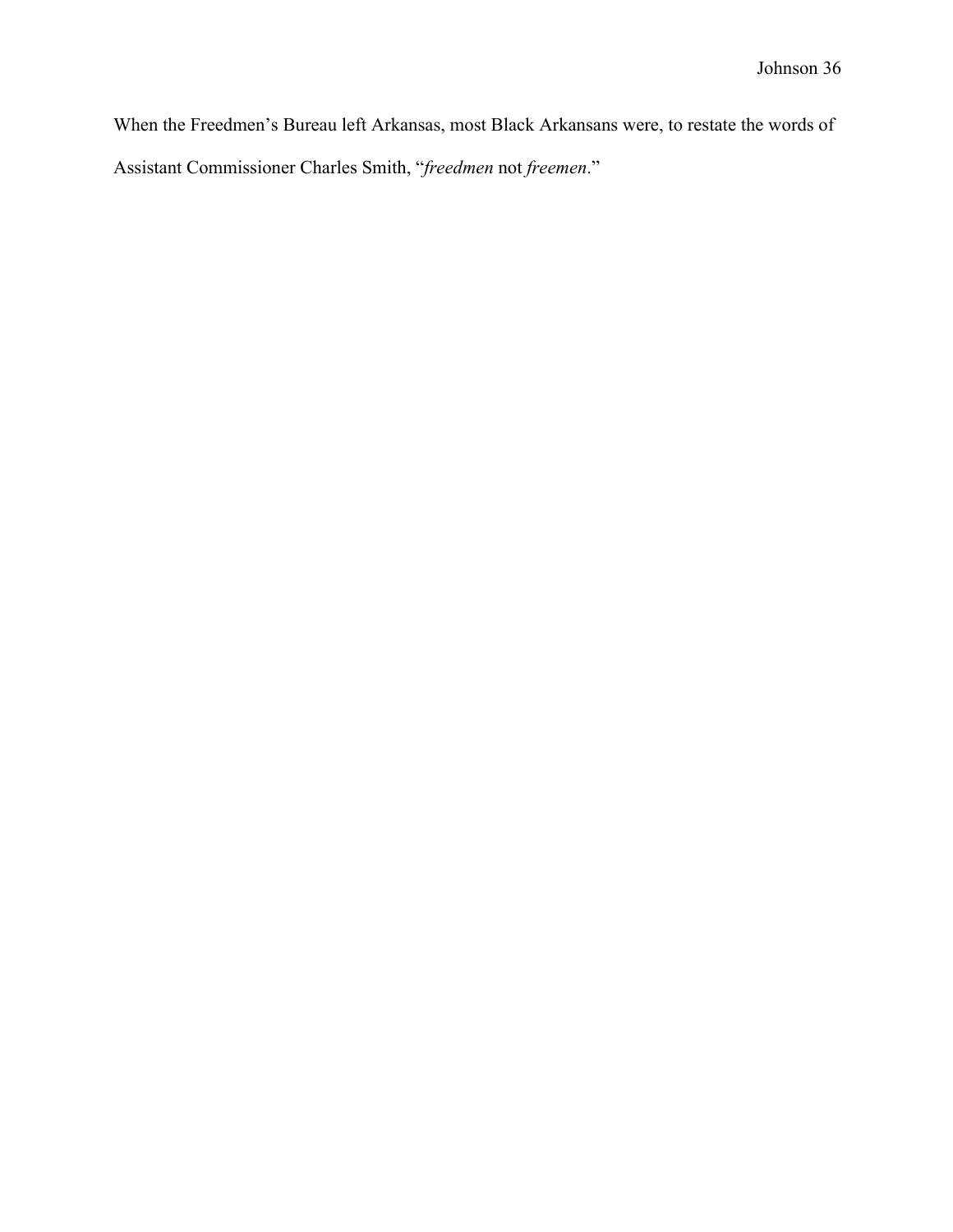When the Freedmen's Bureau left Arkansas, most Black Arkansans were, to restate the words of Assistant Commissioner Charles Smith, "*freedmen* not *freemen*."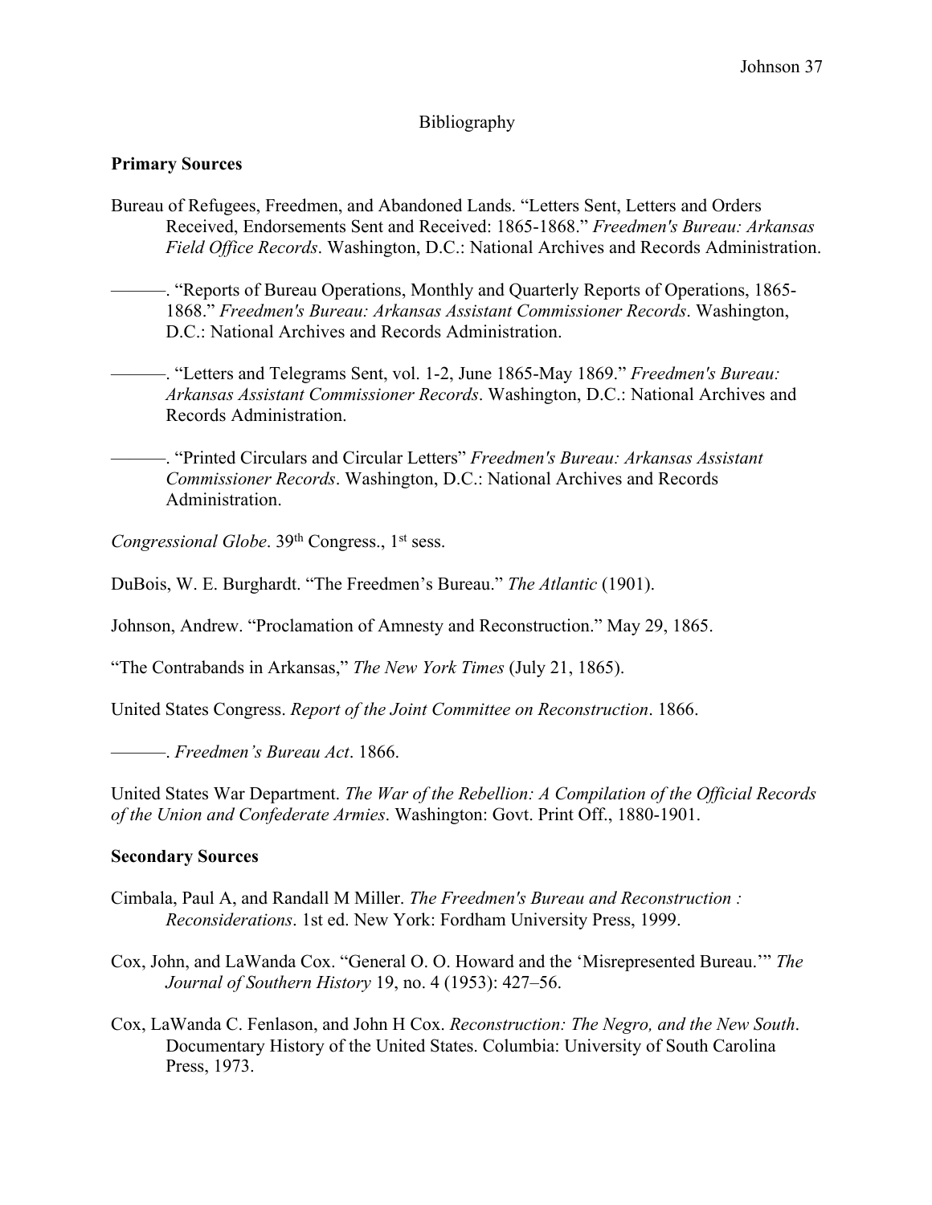# Bibliography

**Primary Sources**

Bureau of Refugees, Freedmen, and Abandoned Lands. "Letters Sent, Letters and Orders Received, Endorsements Sent and Received: 1865-1868." *Freedmen's Bureau: Arkansas Field Office Records*. Washington, D.C.: National Archives and Records Administration.

———. "Reports of Bureau Operations, Monthly and Quarterly Reports of Operations, 1865-1868." *Freedmen's Bureau: Arkansas Assistant Commissioner Records*. Washington, D.C.: National Archives and Records Administration.

———. "Letters and Telegrams Sent, vol. 1-2, June 1865-May 1869." *Freedmen's Bureau: Arkansas Assistant Commissioner Records*. Washington, D.C.: National Archives and Records Administration.

———. "Printed Circulars and Circular Letters" *Freedmen's Bureau: Arkansas Assistant Commissioner Records*. Washington, D.C.: National Archives and Records Administration.

*Congressional Globe*. 39th Congress., 1st sess.

DuBois, W. E. Burghardt. "The Freedmen's Bureau." *The Atlantic* (1901).

Johnson, Andrew. "Proclamation of Amnesty and Reconstruction." May 29, 1865.

"The Contrabands in Arkansas," *The New York Times* (July 21, 1865).

United States Congress. *Report of the Joint Committee on Reconstruction*. 1866.

———. *Freedmen's Bureau Act*. 1866.

United States War Department. *The War of the Rebellion: A Compilation of the Official Records of the Union and Confederate Armies*. Washington: Govt. Print Off., 1880-1901.

**Secondary Sources**

Cimbala, Paul A, and Randall M Miller. *The Freedmen's Bureau and Reconstruction : Reconsiderations*. 1st ed. New York: Fordham University Press, 1999.

Cox, John, and LaWanda Cox. "General O. O. Howard and the 'Misrepresented Bureau.'" *The Journal of Southern History* 19, no. 4 (1953): 427–56.

Cox, LaWanda C. Fenlason, and John H Cox. *Reconstruction: The Negro, and the New South*. Documentary History of the United States. Columbia: University of South Carolina Press, 1973.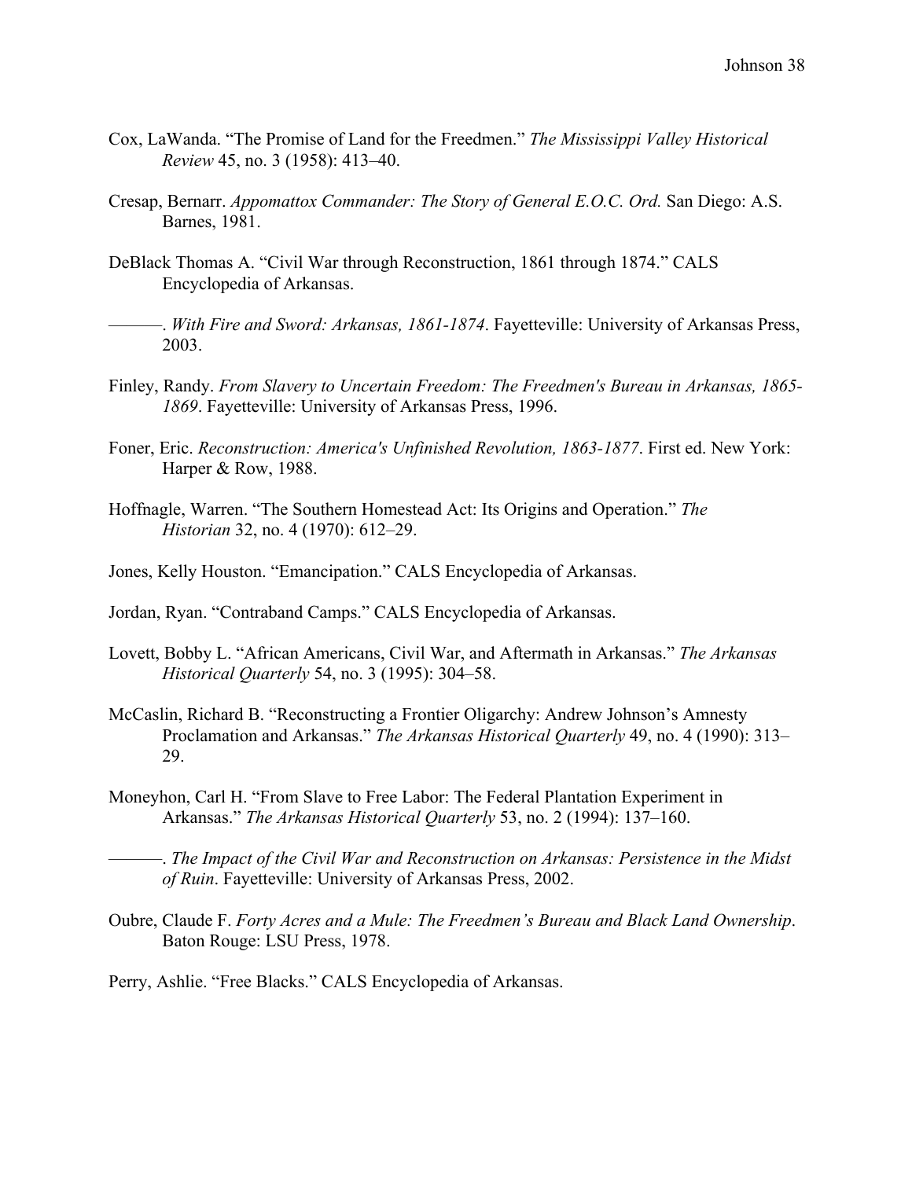Cox, LaWanda. “The Promise of Land for the Freedmen.” *The Mississippi Valley Historical Review* 45, no. 3 (1958): 413–40.

Cresap, Bernarr. *Appomattox Commander: The Story of General E.O.C. Ord.* San Diego: A.S. Barnes, 1981.

DeBlack Thomas A. “Civil War through Reconstruction, 1861 through 1874.” CALS Encyclopedia of Arkansas.

———. *With Fire and Sword: Arkansas, 1861-1874*. Fayetteville: University of Arkansas Press, 2003.

Finley, Randy. *From Slavery to Uncertain Freedom: The Freedmen's Bureau in Arkansas, 1865-1869*. Fayetteville: University of Arkansas Press, 1996.

Foner, Eric. *Reconstruction: America's Unfinished Revolution, 1863-1877*. First ed. New York: Harper & Row, 1988.

Hoffnagle, Warren. “The Southern Homestead Act: Its Origins and Operation.” *The Historian* 32, no. 4 (1970): 612–29.

Jones, Kelly Houston. “Emancipation.” CALS Encyclopedia of Arkansas.

Jordan, Ryan. “Contraband Camps.” CALS Encyclopedia of Arkansas.

Lovett, Bobby L. “African Americans, Civil War, and Aftermath in Arkansas.” *The Arkansas Historical Quarterly* 54, no. 3 (1995): 304–58.

McCaslin, Richard B. “Reconstructing a Frontier Oligarchy: Andrew Johnson’s Amnesty Proclamation and Arkansas.” *The Arkansas Historical Quarterly* 49, no. 4 (1990): 313–29.

Moneyhon, Carl H. “From Slave to Free Labor: The Federal Plantation Experiment in Arkansas.” *The Arkansas Historical Quarterly* 53, no. 2 (1994): 137–160.

———. *The Impact of the Civil War and Reconstruction on Arkansas: Persistence in the Midst of Ruin*. Fayetteville: University of Arkansas Press, 2002.

Oubre, Claude F. *Forty Acres and a Mule: The Freedmen’s Bureau and Black Land Ownership*. Baton Rouge: LSU Press, 1978.

Perry, Ashlie. “Free Blacks.” CALS Encyclopedia of Arkansas.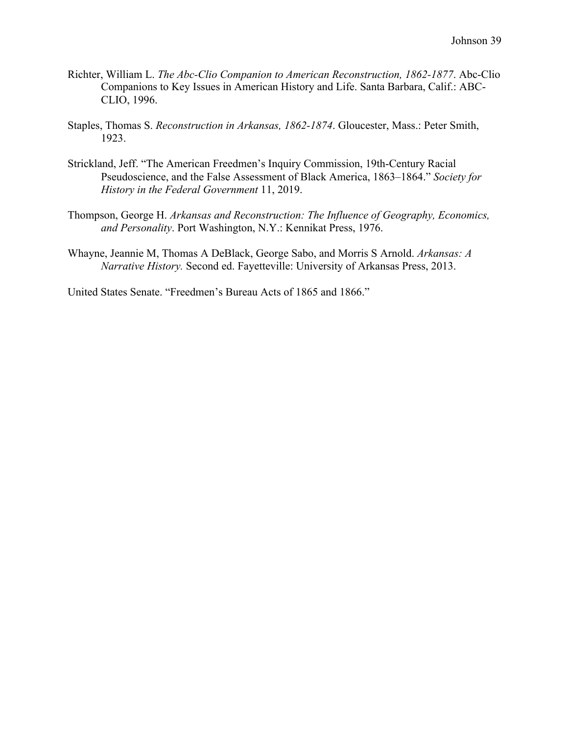Richter, William L. *The Abc-Clio Companion to American Reconstruction, 1862-1877*. Abc-Clio Companions to Key Issues in American History and Life. Santa Barbara, Calif.: ABC-CLIO, 1996.

Staples, Thomas S. *Reconstruction in Arkansas, 1862-1874*. Gloucester, Mass.: Peter Smith, 1923.

Strickland, Jeff. "The American Freedmen's Inquiry Commission, 19th-Century Racial Pseudoscience, and the False Assessment of Black America, 1863–1864." *Society for History in the Federal Government* 11, 2019.

Thompson, George H. *Arkansas and Reconstruction: The Influence of Geography, Economics, and Personality*. Port Washington, N.Y.: Kennikat Press, 1976.

Whayne, Jeannie M, Thomas A DeBlack, George Sabo, and Morris S Arnold. *Arkansas: A Narrative History.* Second ed. Fayetteville: University of Arkansas Press, 2013.

United States Senate. "Freedmen's Bureau Acts of 1865 and 1866."